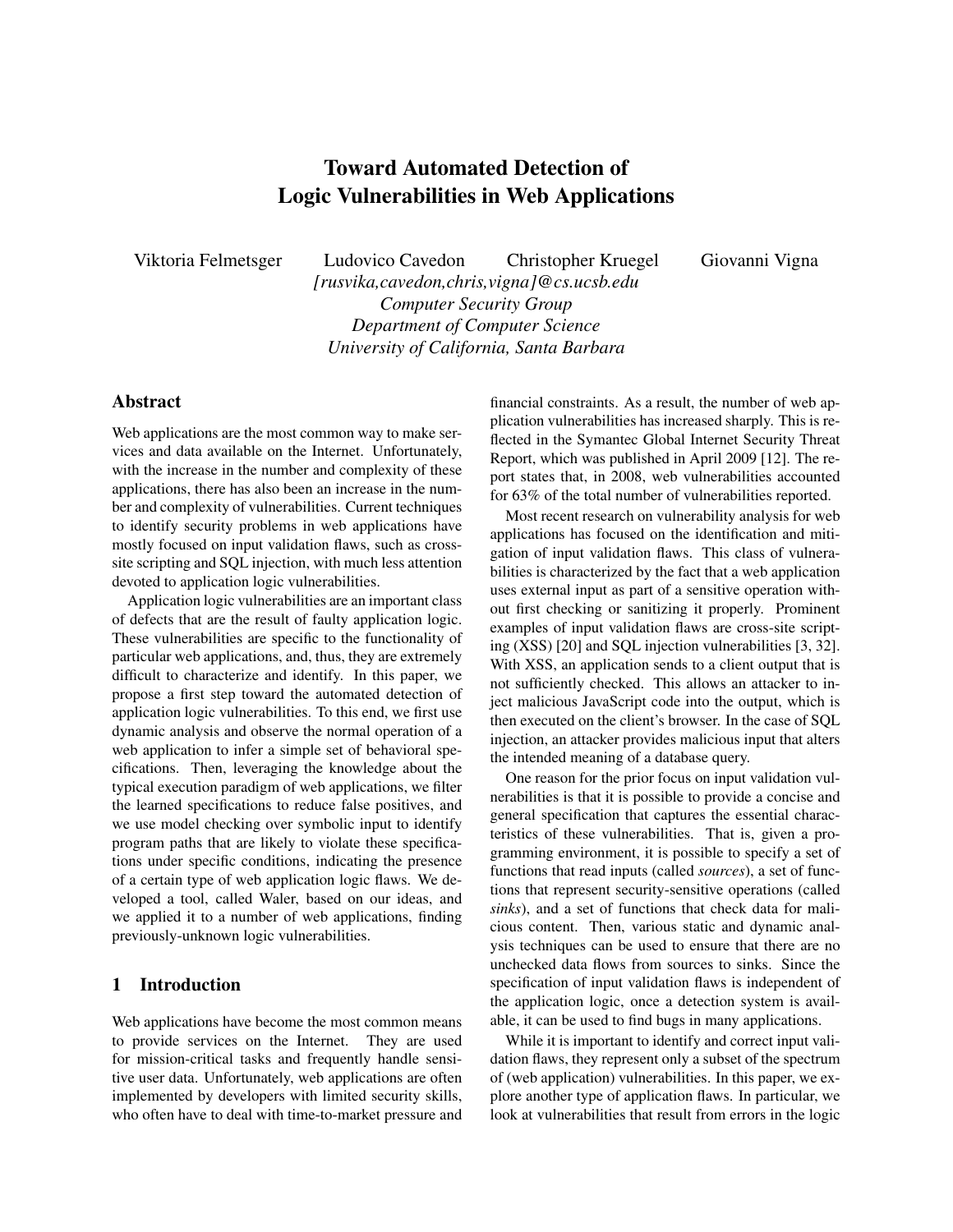# Toward Automated Detection of Logic Vulnerabilities in Web Applications

Viktoria Felmetsger Ludovico Cavedon Christopher Kruegel Giovanni Vigna

*[rusvika,cavedon,chris,vigna]@cs.ucsb.edu*
*Computer Security Group*
*Department of Computer Science*
*University of California, Santa Barbara*

## Abstract

Web applications are the most common way to make services and data available on the Internet. Unfortunately, with the increase in the number and complexity of these applications, there has also been an increase in the number and complexity of vulnerabilities. Current techniques to identify security problems in web applications have mostly focused on input validation flaws, such as cross-site scripting and SQL injection, with much less attention devoted to application logic vulnerabilities.

Application logic vulnerabilities are an important class of defects that are the result of faulty application logic. These vulnerabilities are specific to the functionality of particular web applications, and, thus, they are extremely difficult to characterize and identify. In this paper, we propose a first step toward the automated detection of application logic vulnerabilities. To this end, we first use dynamic analysis and observe the normal operation of a web application to infer a simple set of behavioral specifications. Then, leveraging the knowledge about the typical execution paradigm of web applications, we filter the learned specifications to reduce false positives, and we use model checking over symbolic input to identify program paths that are likely to violate these specifications under specific conditions, indicating the presence of a certain type of web application logic flaws. We developed a tool, called Waler, based on our ideas, and we applied it to a number of web applications, finding previously-unknown logic vulnerabilities.

## 1 Introduction

Web applications have become the most common means to provide services on the Internet. They are used for mission-critical tasks and frequently handle sensitive user data. Unfortunately, web applications are often implemented by developers with limited security skills, who often have to deal with time-to-market pressure and financial constraints. As a result, the number of web application vulnerabilities has increased sharply. This is reflected in the Symantec Global Internet Security Threat Report, which was published in April 2009 [12]. The report states that, in 2008, web vulnerabilities accounted for 63% of the total number of vulnerabilities reported.

Most recent research on vulnerability analysis for web applications has focused on the identification and mitigation of input validation flaws. This class of vulnerabilities is characterized by the fact that a web application uses external input as part of a sensitive operation without first checking or sanitizing it properly. Prominent examples of input validation flaws are cross-site scripting (XSS) [20] and SQL injection vulnerabilities [3, 32]. With XSS, an application sends to a client output that is not sufficiently checked. This allows an attacker to inject malicious JavaScript code into the output, which is then executed on the client's browser. In the case of SQL injection, an attacker provides malicious input that alters the intended meaning of a database query.

One reason for the prior focus on input validation vulnerabilities is that it is possible to provide a concise and general specification that captures the essential characteristics of these vulnerabilities. That is, given a programming environment, it is possible to specify a set of functions that read inputs (called *sources*), a set of functions that represent security-sensitive operations (called *sinks*), and a set of functions that check data for malicious content. Then, various static and dynamic analysis techniques can be used to ensure that there are no unchecked data flows from sources to sinks. Since the specification of input validation flaws is independent of the application logic, once a detection system is available, it can be used to find bugs in many applications.

While it is important to identify and correct input validation flaws, they represent only a subset of the spectrum of (web application) vulnerabilities. In this paper, we explore another type of application flaws. In particular, we look at vulnerabilities that result from errors in the logic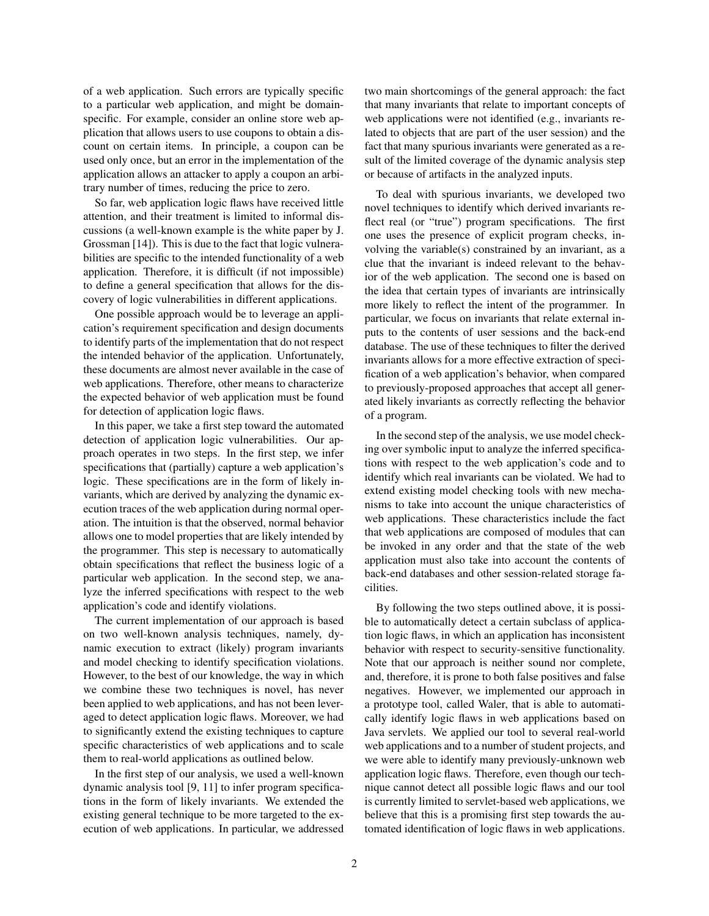of a web application. Such errors are typically specific to a particular web application, and might be domain-specific. For example, consider an online store web application that allows users to use coupons to obtain a discount on certain items. In principle, a coupon can be used only once, but an error in the implementation of the application allows an attacker to apply a coupon an arbitrary number of times, reducing the price to zero.

So far, web application logic flaws have received little attention, and their treatment is limited to informal discussions (a well-known example is the white paper by J. Grossman [14]). This is due to the fact that logic vulnerabilities are specific to the intended functionality of a web application. Therefore, it is difficult (if not impossible) to define a general specification that allows for the discovery of logic vulnerabilities in different applications.

One possible approach would be to leverage an application's requirement specification and design documents to identify parts of the implementation that do not respect the intended behavior of the application. Unfortunately, these documents are almost never available in the case of web applications. Therefore, other means to characterize the expected behavior of web application must be found for detection of application logic flaws.

In this paper, we take a first step toward the automated detection of application logic vulnerabilities. Our approach operates in two steps. In the first step, we infer specifications that (partially) capture a web application's logic. These specifications are in the form of likely invariants, which are derived by analyzing the dynamic execution traces of the web application during normal operation. The intuition is that the observed, normal behavior allows one to model properties that are likely intended by the programmer. This step is necessary to automatically obtain specifications that reflect the business logic of a particular web application. In the second step, we analyze the inferred specifications with respect to the web application's code and identify violations.

The current implementation of our approach is based on two well-known analysis techniques, namely, dynamic execution to extract (likely) program invariants and model checking to identify specification violations. However, to the best of our knowledge, the way in which we combine these two techniques is novel, has never been applied to web applications, and has not been leveraged to detect application logic flaws. Moreover, we had to significantly extend the existing techniques to capture specific characteristics of web applications and to scale them to real-world applications as outlined below.

In the first step of our analysis, we used a well-known dynamic analysis tool [9, 11] to infer program specifications in the form of likely invariants. We extended the existing general technique to be more targeted to the execution of web applications. In particular, we addressed two main shortcomings of the general approach: the fact that many invariants that relate to important concepts of web applications were not identified (e.g., invariants related to objects that are part of the user session) and the fact that many spurious invariants were generated as a result of the limited coverage of the dynamic analysis step or because of artifacts in the analyzed inputs.

To deal with spurious invariants, we developed two novel techniques to identify which derived invariants reflect real (or "true") program specifications. The first one uses the presence of explicit program checks, involving the variable(s) constrained by an invariant, as a clue that the invariant is indeed relevant to the behavior of the web application. The second one is based on the idea that certain types of invariants are intrinsically more likely to reflect the intent of the programmer. In particular, we focus on invariants that relate external inputs to the contents of user sessions and the back-end database. The use of these techniques to filter the derived invariants allows for a more effective extraction of specification of a web application's behavior, when compared to previously-proposed approaches that accept all generated likely invariants as correctly reflecting the behavior of a program.

In the second step of the analysis, we use model checking over symbolic input to analyze the inferred specifications with respect to the web application's code and to identify which real invariants can be violated. We had to extend existing model checking tools with new mechanisms to take into account the unique characteristics of web applications. These characteristics include the fact that web applications are composed of modules that can be invoked in any order and that the state of the web application must also take into account the contents of back-end databases and other session-related storage facilities.

By following the two steps outlined above, it is possible to automatically detect a certain subclass of application logic flaws, in which an application has inconsistent behavior with respect to security-sensitive functionality. Note that our approach is neither sound nor complete, and, therefore, it is prone to both false positives and false negatives. However, we implemented our approach in a prototype tool, called Waler, that is able to automatically identify logic flaws in web applications based on Java servlets. We applied our tool to several real-world web applications and to a number of student projects, and we were able to identify many previously-unknown web application logic flaws. Therefore, even though our technique cannot detect all possible logic flaws and our tool is currently limited to servlet-based web applications, we believe that this is a promising first step towards the automated identification of logic flaws in web applications.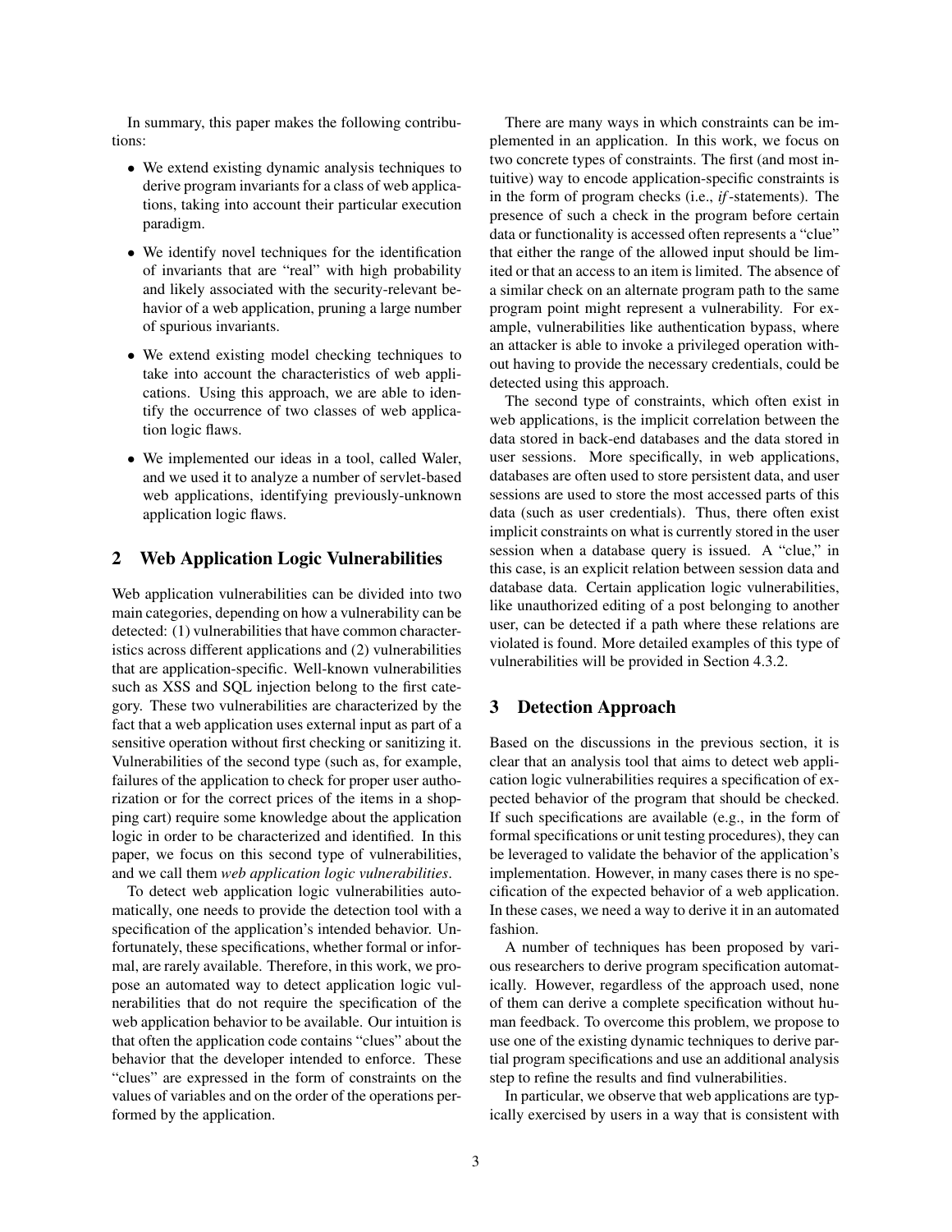In summary, this paper makes the following contributions:

- We extend existing dynamic analysis techniques to derive program invariants for a class of web applications, taking into account their particular execution paradigm.
- We identify novel techniques for the identification of invariants that are "real" with high probability and likely associated with the security-relevant behavior of a web application, pruning a large number of spurious invariants.
- We extend existing model checking techniques to take into account the characteristics of web applications. Using this approach, we are able to identify the occurrence of two classes of web application logic flaws.
- We implemented our ideas in a tool, called Waler, and we used it to analyze a number of servlet-based web applications, identifying previously-unknown application logic flaws.

## 2 Web Application Logic Vulnerabilities

Web application vulnerabilities can be divided into two main categories, depending on how a vulnerability can be detected: (1) vulnerabilities that have common characteristics across different applications and (2) vulnerabilities that are application-specific. Well-known vulnerabilities such as XSS and SQL injection belong to the first category. These two vulnerabilities are characterized by the fact that a web application uses external input as part of a sensitive operation without first checking or sanitizing it. Vulnerabilities of the second type (such as, for example, failures of the application to check for proper user authorization or for the correct prices of the items in a shopping cart) require some knowledge about the application logic in order to be characterized and identified. In this paper, we focus on this second type of vulnerabilities, and we call them *web application logic vulnerabilities*.

To detect web application logic vulnerabilities automatically, one needs to provide the detection tool with a specification of the application's intended behavior. Unfortunately, these specifications, whether formal or informal, are rarely available. Therefore, in this work, we propose an automated way to detect application logic vulnerabilities that do not require the specification of the web application behavior to be available. Our intuition is that often the application code contains "clues" about the behavior that the developer intended to enforce. These "clues" are expressed in the form of constraints on the values of variables and on the order of the operations performed by the application.

There are many ways in which constraints can be implemented in an application. In this work, we focus on two concrete types of constraints. The first (and most intuitive) way to encode application-specific constraints is in the form of program checks (i.e., *if*-statements). The presence of such a check in the program before certain data or functionality is accessed often represents a "clue" that either the range of the allowed input should be limited or that an access to an item is limited. The absence of a similar check on an alternate program path to the same program point might represent a vulnerability. For example, vulnerabilities like authentication bypass, where an attacker is able to invoke a privileged operation without having to provide the necessary credentials, could be detected using this approach.

The second type of constraints, which often exist in web applications, is the implicit correlation between the data stored in back-end databases and the data stored in user sessions. More specifically, in web applications, databases are often used to store persistent data, and user sessions are used to store the most accessed parts of this data (such as user credentials). Thus, there often exist implicit constraints on what is currently stored in the user session when a database query is issued. A "clue," in this case, is an explicit relation between session data and database data. Certain application logic vulnerabilities, like unauthorized editing of a post belonging to another user, can be detected if a path where these relations are violated is found. More detailed examples of this type of vulnerabilities will be provided in Section 4.3.2.

## 3 Detection Approach

Based on the discussions in the previous section, it is clear that an analysis tool that aims to detect web application logic vulnerabilities requires a specification of expected behavior of the program that should be checked. If such specifications are available (e.g., in the form of formal specifications or unit testing procedures), they can be leveraged to validate the behavior of the application's implementation. However, in many cases there is no specification of the expected behavior of a web application. In these cases, we need a way to derive it in an automated fashion.

A number of techniques has been proposed by various researchers to derive program specification automatically. However, regardless of the approach used, none of them can derive a complete specification without human feedback. To overcome this problem, we propose to use one of the existing dynamic techniques to derive partial program specifications and use an additional analysis step to refine the results and find vulnerabilities.

In particular, we observe that web applications are typically exercised by users in a way that is consistent with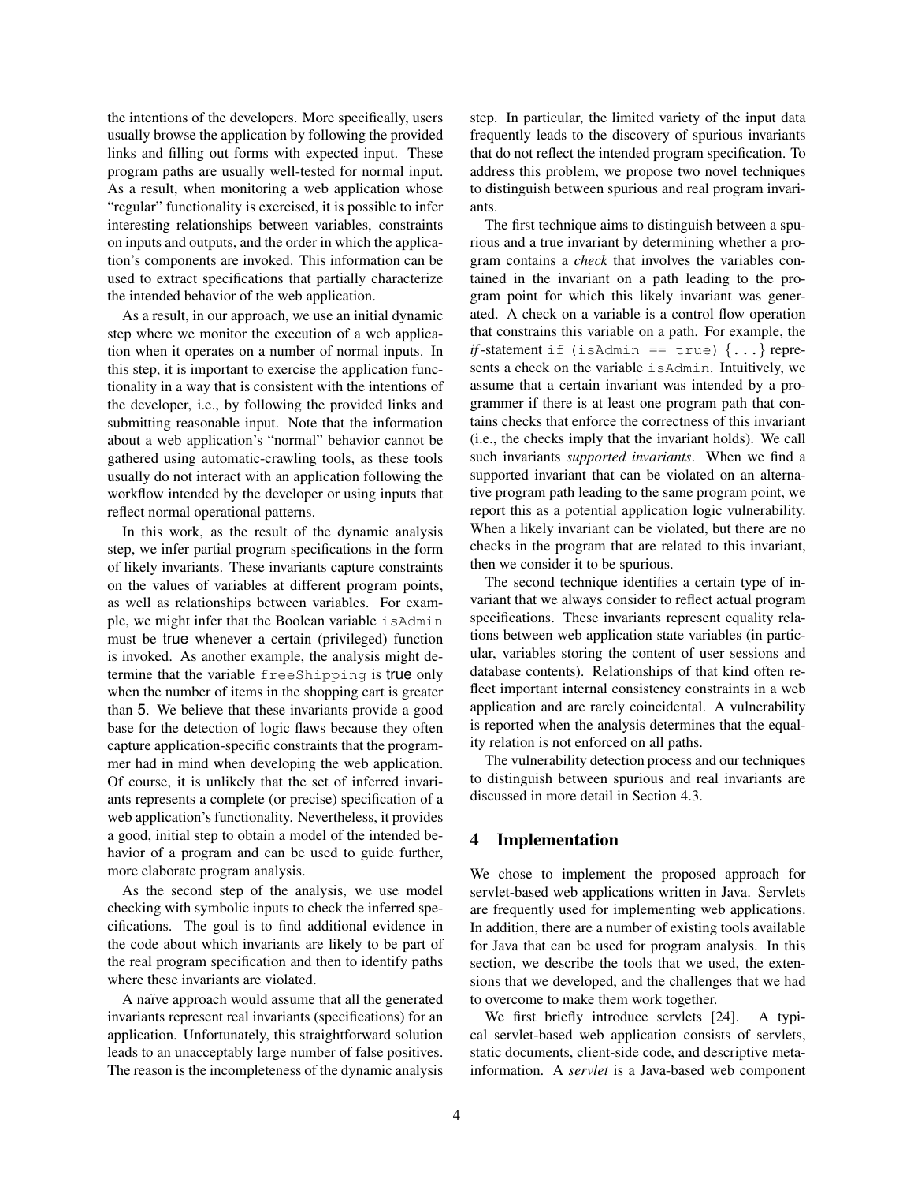the intentions of the developers. More specifically, users usually browse the application by following the provided links and filling out forms with expected input. These program paths are usually well-tested for normal input. As a result, when monitoring a web application whose "regular" functionality is exercised, it is possible to infer interesting relationships between variables, constraints on inputs and outputs, and the order in which the application's components are invoked. This information can be used to extract specifications that partially characterize the intended behavior of the web application.

As a result, in our approach, we use an initial dynamic step where we monitor the execution of a web application when it operates on a number of normal inputs. In this step, it is important to exercise the application functionality in a way that is consistent with the intentions of the developer, i.e., by following the provided links and submitting reasonable input. Note that the information about a web application's "normal" behavior cannot be gathered using automatic-crawling tools, as these tools usually do not interact with an application following the workflow intended by the developer or using inputs that reflect normal operational patterns.

In this work, as the result of the dynamic analysis step, we infer partial program specifications in the form of likely invariants. These invariants capture constraints on the values of variables at different program points, as well as relationships between variables. For example, we might infer that the Boolean variable `isAdmin` must be true whenever a certain (privileged) function is invoked. As another example, the analysis might determine that the variable `freeShipping` is true only when the number of items in the shopping cart is greater than 5. We believe that these invariants provide a good base for the detection of logic flaws because they often capture application-specific constraints that the programmer had in mind when developing the web application. Of course, it is unlikely that the set of inferred invariants represents a complete (or precise) specification of a web application's functionality. Nevertheless, it provides a good, initial step to obtain a model of the intended behavior of a program and can be used to guide further, more elaborate program analysis.

As the second step of the analysis, we use model checking with symbolic inputs to check the inferred specifications. The goal is to find additional evidence in the code about which invariants are likely to be part of the real program specification and then to identify paths where these invariants are violated.

A naïve approach would assume that all the generated invariants represent real invariants (specifications) for an application. Unfortunately, this straightforward solution leads to an unacceptably large number of false positives. The reason is the incompleteness of the dynamic analysis step. In particular, the limited variety of the input data frequently leads to the discovery of spurious invariants that do not reflect the intended program specification. To address this problem, we propose two novel techniques to distinguish between spurious and real program invariants.

The first technique aims to distinguish between a spurious and a true invariant by determining whether a program contains a *check* that involves the variables contained in the invariant on a path leading to the program point for which this likely invariant was generated. A check on a variable is a control flow operation that constrains this variable on a path. For example, the *if*-statement `if (isAdmin == true) {...}` represents a check on the variable `isAdmin`. Intuitively, we assume that a certain invariant was intended by a programmer if there is at least one program path that contains checks that enforce the correctness of this invariant (i.e., the checks imply that the invariant holds). We call such invariants *supported invariants*. When we find a supported invariant that can be violated on an alternative program path leading to the same program point, we report this as a potential application logic vulnerability. When a likely invariant can be violated, but there are no checks in the program that are related to this invariant, then we consider it to be spurious.

The second technique identifies a certain type of invariant that we always consider to reflect actual program specifications. These invariants represent equality relations between web application state variables (in particular, variables storing the content of user sessions and database contents). Relationships of that kind often reflect important internal consistency constraints in a web application and are rarely coincidental. A vulnerability is reported when the analysis determines that the equality relation is not enforced on all paths.

The vulnerability detection process and our techniques to distinguish between spurious and real invariants are discussed in more detail in Section 4.3.

## 4 Implementation

We chose to implement the proposed approach for servlet-based web applications written in Java. Servlets are frequently used for implementing web applications. In addition, there are a number of existing tools available for Java that can be used for program analysis. In this section, we describe the tools that we used, the extensions that we developed, and the challenges that we had to overcome to make them work together.

We first briefly introduce servlets [24]. A typical servlet-based web application consists of servlets, static documents, client-side code, and descriptive meta-information. A *servlet* is a Java-based web component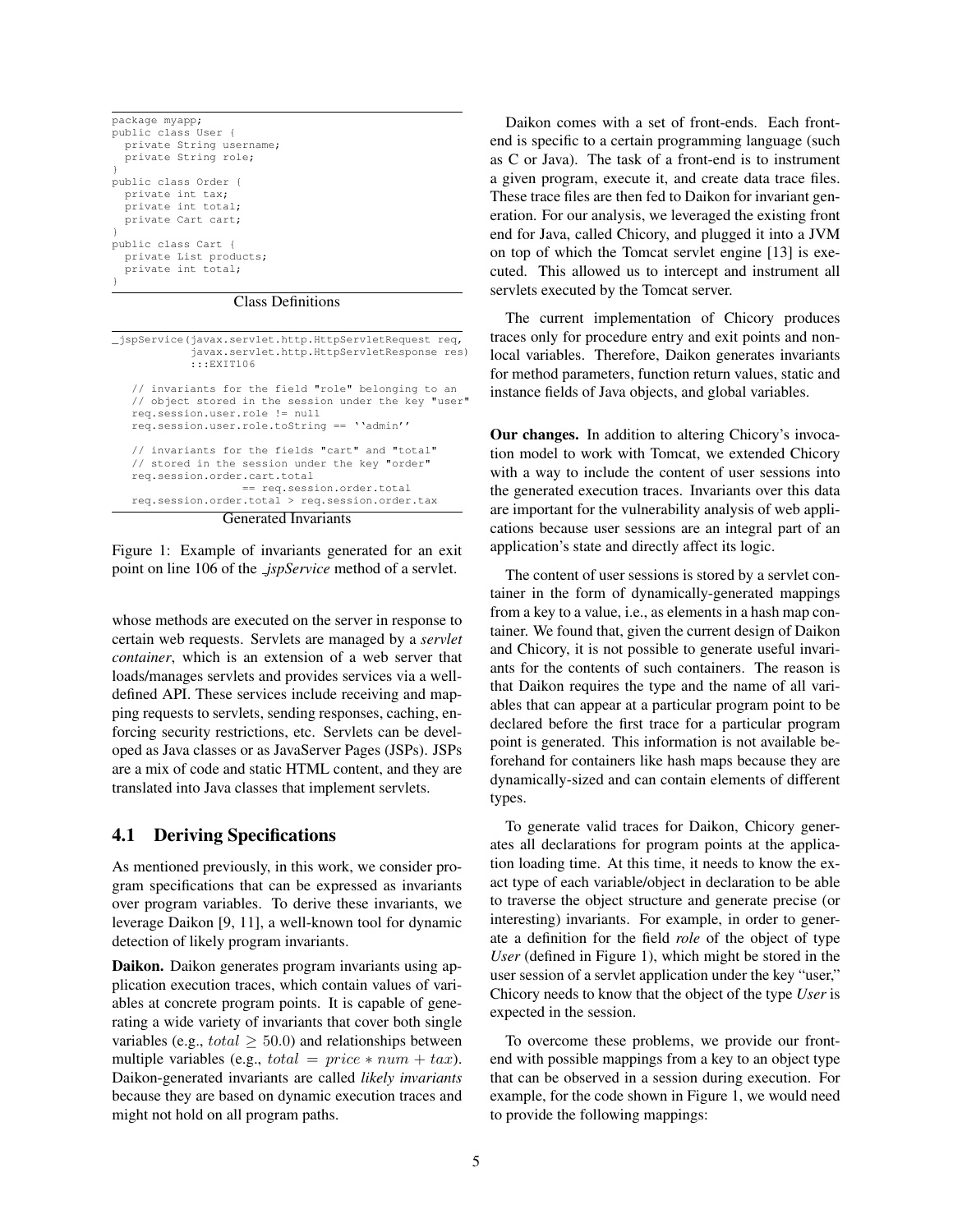```
package myapp;
public class User {
  private String username;
  private String role;
}
public class Order {
  private int tax;
  private int total;
  private Cart cart;
}
public class Cart {
  private List products;
  private int total;
}
```

Class Definitions

```
_jspService(javax.servlet.http.HttpServletRequest req,
            javax.servlet.http.HttpServletResponse res)
            :::EXIT106

   // invariants for the field "role" belonging to an
   // object stored in the session under the key "user"
   req.session.user.role != null
   req.session.user.role.toString == ``admin''

   // invariants for the fields "cart" and "total"
   // stored in the session under the key "order"
   req.session.order.cart.total
                    == req.session.order.total
   req.session.order.total > req.session.order.tax
```

Generated Invariants

Figure 1: Example of invariants generated for an exit point on line 106 of the *_jspService* method of a servlet.

whose methods are executed on the server in response to certain web requests. Servlets are managed by a *servlet container*, which is an extension of a web server that loads/manages servlets and provides services via a well-defined API. These services include receiving and mapping requests to servlets, sending responses, caching, enforcing security restrictions, etc. Servlets can be developed as Java classes or as JavaServer Pages (JSPs). JSPs are a mix of code and static HTML content, and they are translated into Java classes that implement servlets.

## 4.1 Deriving Specifications

As mentioned previously, in this work, we consider program specifications that can be expressed as invariants over program variables. To derive these invariants, we leverage Daikon [9, 11], a well-known tool for dynamic detection of likely program invariants.

**Daikon.** Daikon generates program invariants using application execution traces, which contain values of variables at concrete program points. It is capable of generating a wide variety of invariants that cover both single variables (e.g., $total \geq 50.0$) and relationships between multiple variables (e.g., $total = price * num + tax$). Daikon-generated invariants are called *likely invariants* because they are based on dynamic execution traces and might not hold on all program paths.

Daikon comes with a set of front-ends. Each front-end is specific to a certain programming language (such as C or Java). The task of a front-end is to instrument a given program, execute it, and create data trace files. These trace files are then fed to Daikon for invariant generation. For our analysis, we leveraged the existing front end for Java, called Chicory, and plugged it into a JVM on top of which the Tomcat servlet engine [13] is executed. This allowed us to intercept and instrument all servlets executed by the Tomcat server.

The current implementation of Chicory produces traces only for procedure entry and exit points and non-local variables. Therefore, Daikon generates invariants for method parameters, function return values, static and instance fields of Java objects, and global variables.

**Our changes.** In addition to altering Chicory's invocation model to work with Tomcat, we extended Chicory with a way to include the content of user sessions into the generated execution traces. Invariants over this data are important for the vulnerability analysis of web applications because user sessions are an integral part of an application's state and directly affect its logic.

The content of user sessions is stored by a servlet container in the form of dynamically-generated mappings from a key to a value, i.e., as elements in a hash map container. We found that, given the current design of Daikon and Chicory, it is not possible to generate useful invariants for the contents of such containers. The reason is that Daikon requires the type and the name of all variables that can appear at a particular program point to be declared before the first trace for a particular program point is generated. This information is not available beforehand for containers like hash maps because they are dynamically-sized and can contain elements of different types.

To generate valid traces for Daikon, Chicory generates all declarations for program points at the application loading time. At this time, it needs to know the exact type of each variable/object in declaration to be able to traverse the object structure and generate precise (or interesting) invariants. For example, in order to generate a definition for the field *role* of the object of type *User* (defined in Figure 1), which might be stored in the user session of a servlet application under the key "user," Chicory needs to know that the object of the type *User* is expected in the session.

To overcome these problems, we provide our front-end with possible mappings from a key to an object type that can be observed in a session during execution. For example, for the code shown in Figure 1, we would need to provide the following mappings: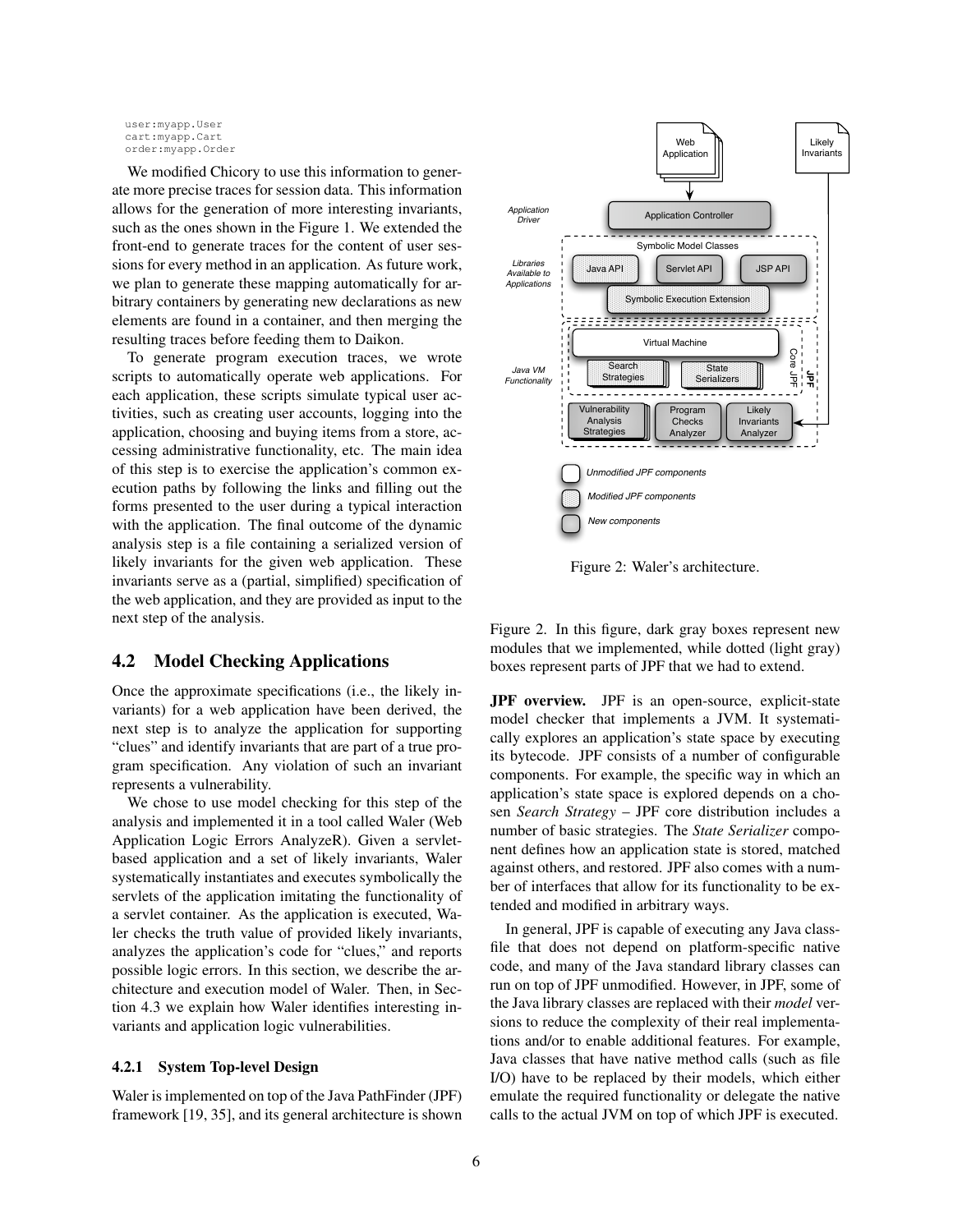```
user:myapp.User
cart:myapp.Cart
order:myapp.Order
```

We modified Chicory to use this information to generate more precise traces for session data. This information allows for the generation of more interesting invariants, such as the ones shown in the Figure 1. We extended the front-end to generate traces for the content of user sessions for every method in an application. As future work, we plan to generate these mapping automatically for arbitrary containers by generating new declarations as new elements are found in a container, and then merging the resulting traces before feeding them to Daikon.

To generate program execution traces, we wrote scripts to automatically operate web applications. For each application, these scripts simulate typical user activities, such as creating user accounts, logging into the application, choosing and buying items from a store, accessing administrative functionality, etc. The main idea of this step is to exercise the application's common execution paths by following the links and filling out the forms presented to the user during a typical interaction with the application. The final outcome of the dynamic analysis step is a file containing a serialized version of likely invariants for the given web application. These invariants serve as a (partial, simplified) specification of the web application, and they are provided as input to the next step of the analysis.

## 4.2 Model Checking Applications

Once the approximate specifications (i.e., the likely invariants) for a web application have been derived, the next step is to analyze the application for supporting "clues" and identify invariants that are part of a true program specification. Any violation of such an invariant represents a vulnerability.

We chose to use model checking for this step of the analysis and implemented it in a tool called Waler (Web Application Logic Errors AnalyzeR). Given a servlet-based application and a set of likely invariants, Waler systematically instantiates and executes symbolically the servlets of the application imitating the functionality of a servlet container. As the application is executed, Waler checks the truth value of provided likely invariants, analyzes the application's code for "clues," and reports possible logic errors. In this section, we describe the architecture and execution model of Waler. Then, in Section 4.3 we explain how Waler identifies interesting invariants and application logic vulnerabilities.

### 4.2.1 System Top-level Design

Waler is implemented on top of the Java PathFinder (JPF) framework [19, 35], and its general architecture is shown Figure 2. In this figure, dark gray boxes represent new modules that we implemented, while dotted (light gray) boxes represent parts of JPF that we had to extend.

Figure 2: Waler's architecture.

**JPF overview.** JPF is an open-source, explicit-state model checker that implements a JVM. It systematically explores an application's state space by executing its bytecode. JPF consists of a number of configurable components. For example, the specific way in which an application's state space is explored depends on a chosen *Search Strategy* – JPF core distribution includes a number of basic strategies. The *State Serializer* component defines how an application state is stored, matched against others, and restored. JPF also comes with a number of interfaces that allow for its functionality to be extended and modified in arbitrary ways.

In general, JPF is capable of executing any Java classfile that does not depend on platform-specific native code, and many of the Java standard library classes can run on top of JPF unmodified. However, in JPF, some of the Java library classes are replaced with their *model* versions to reduce the complexity of their real implementations and/or to enable additional features. For example, Java classes that have native method calls (such as file I/O) have to be replaced by their models, which either emulate the required functionality or delegate the native calls to the actual JVM on top of which JPF is executed.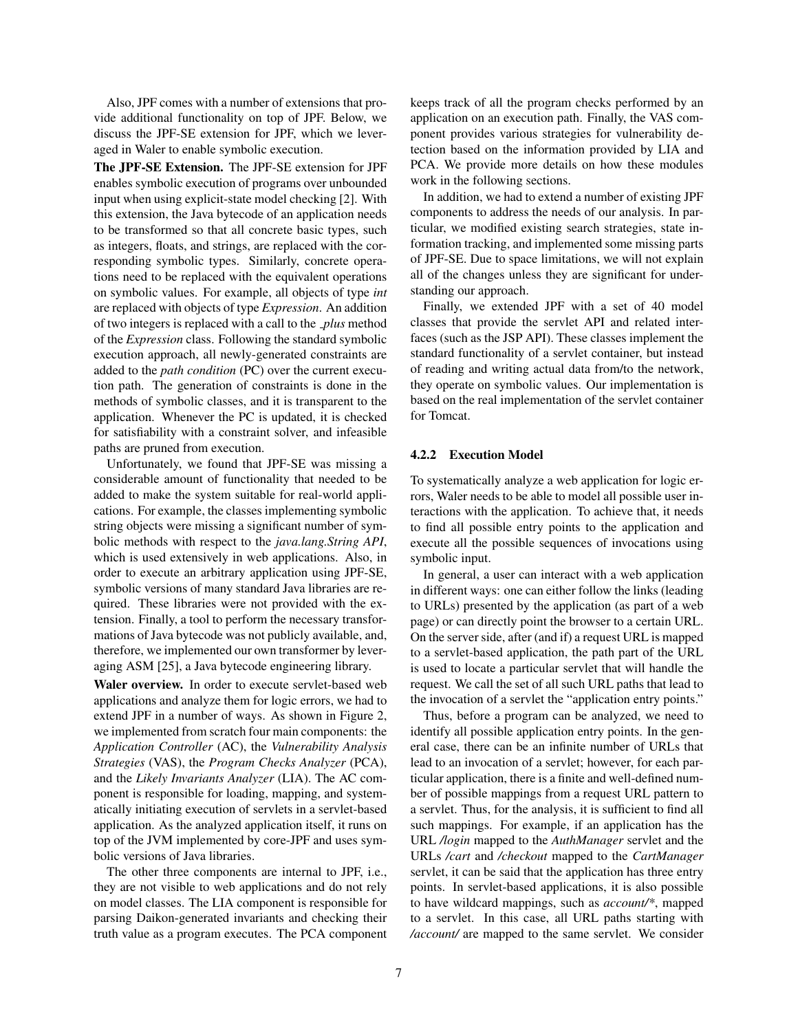Also, JPF comes with a number of extensions that provide additional functionality on top of JPF. Below, we discuss the JPF-SE extension for JPF, which we leveraged in Waler to enable symbolic execution.

**The JPF-SE Extension.** The JPF-SE extension for JPF enables symbolic execution of programs over unbounded input when using explicit-state model checking [2]. With this extension, the Java bytecode of an application needs to be transformed so that all concrete basic types, such as integers, floats, and strings, are replaced with the corresponding symbolic types. Similarly, concrete operations need to be replaced with the equivalent operations on symbolic values. For example, all objects of type *int* are replaced with objects of type *Expression*. An addition of two integers is replaced with a call to the *_plus* method of the *Expression* class. Following the standard symbolic execution approach, all newly-generated constraints are added to the *path condition* (PC) over the current execution path. The generation of constraints is done in the methods of symbolic classes, and it is transparent to the application. Whenever the PC is updated, it is checked for satisfiability with a constraint solver, and infeasible paths are pruned from execution.

Unfortunately, we found that JPF-SE was missing a considerable amount of functionality that needed to be added to make the system suitable for real-world applications. For example, the classes implementing symbolic string objects were missing a significant number of symbolic methods with respect to the *java.lang.String API*, which is used extensively in web applications. Also, in order to execute an arbitrary application using JPF-SE, symbolic versions of many standard Java libraries are required. These libraries were not provided with the extension. Finally, a tool to perform the necessary transformations of Java bytecode was not publicly available, and, therefore, we implemented our own transformer by leveraging ASM [25], a Java bytecode engineering library.

**Waler overview.** In order to execute servlet-based web applications and analyze them for logic errors, we had to extend JPF in a number of ways. As shown in Figure 2, we implemented from scratch four main components: the *Application Controller* (AC), the *Vulnerability Analysis Strategies* (VAS), the *Program Checks Analyzer* (PCA), and the *Likely Invariants Analyzer* (LIA). The AC component is responsible for loading, mapping, and systematically initiating execution of servlets in a servlet-based application. As the analyzed application itself, it runs on top of the JVM implemented by core-JPF and uses symbolic versions of Java libraries.

The other three components are internal to JPF, i.e., they are not visible to web applications and do not rely on model classes. The LIA component is responsible for parsing Daikon-generated invariants and checking their truth value as a program executes. The PCA component keeps track of all the program checks performed by an application on an execution path. Finally, the VAS component provides various strategies for vulnerability detection based on the information provided by LIA and PCA. We provide more details on how these modules work in the following sections.

In addition, we had to extend a number of existing JPF components to address the needs of our analysis. In particular, we modified existing search strategies, state information tracking, and implemented some missing parts of JPF-SE. Due to space limitations, we will not explain all of the changes unless they are significant for understanding our approach.

Finally, we extended JPF with a set of 40 model classes that provide the servlet API and related interfaces (such as the JSP API). These classes implement the standard functionality of a servlet container, but instead of reading and writing actual data from/to the network, they operate on symbolic values. Our implementation is based on the real implementation of the servlet container for Tomcat.

#### 4.2.2 Execution Model

To systematically analyze a web application for logic errors, Waler needs to be able to model all possible user interactions with the application. To achieve that, it needs to find all possible entry points to the application and execute all the possible sequences of invocations using symbolic input.

In general, a user can interact with a web application in different ways: one can either follow the links (leading to URLs) presented by the application (as part of a web page) or can directly point the browser to a certain URL. On the server side, after (and if) a request URL is mapped to a servlet-based application, the path part of the URL is used to locate a particular servlet that will handle the request. We call the set of all such URL paths that lead to the invocation of a servlet the "application entry points."

Thus, before a program can be analyzed, we need to identify all possible application entry points. In the general case, there can be an infinite number of URLs that lead to an invocation of a servlet; however, for each particular application, there is a finite and well-defined number of possible mappings from a request URL pattern to a servlet. Thus, for the analysis, it is sufficient to find all such mappings. For example, if an application has the URL */login* mapped to the *AuthManager* servlet and the URLs */cart* and */checkout* mapped to the *CartManager* servlet, it can be said that the application has three entry points. In servlet-based applications, it is also possible to have wildcard mappings, such as *account/**, mapped to a servlet. In this case, all URL paths starting with */account/* are mapped to the same servlet. We consider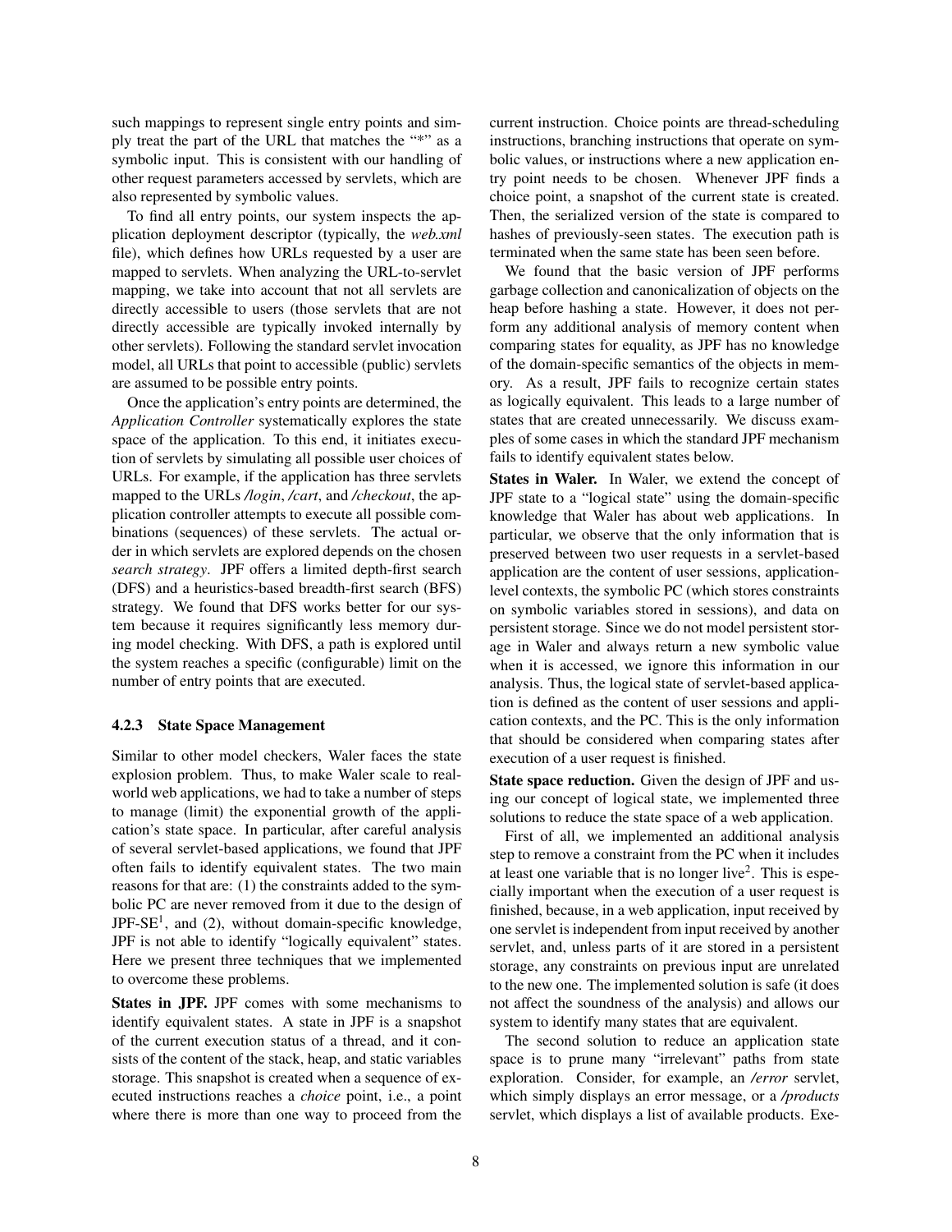such mappings to represent single entry points and simply treat the part of the URL that matches the "*" as a symbolic input. This is consistent with our handling of other request parameters accessed by servlets, which are also represented by symbolic values.

To find all entry points, our system inspects the application deployment descriptor (typically, the *web.xml* file), which defines how URLs requested by a user are mapped to servlets. When analyzing the URL-to-servlet mapping, we take into account that not all servlets are directly accessible to users (those servlets that are not directly accessible are typically invoked internally by other servlets). Following the standard servlet invocation model, all URLs that point to accessible (public) servlets are assumed to be possible entry points.

Once the application's entry points are determined, the *Application Controller* systematically explores the state space of the application. To this end, it initiates execution of servlets by simulating all possible user choices of URLs. For example, if the application has three servlets mapped to the URLs */login*, */cart*, and */checkout*, the application controller attempts to execute all possible combinations (sequences) of these servlets. The actual order in which servlets are explored depends on the chosen *search strategy*. JPF offers a limited depth-first search (DFS) and a heuristics-based breadth-first search (BFS) strategy. We found that DFS works better for our system because it requires significantly less memory during model checking. With DFS, a path is explored until the system reaches a specific (configurable) limit on the number of entry points that are executed.

### 4.2.3 State Space Management

Similar to other model checkers, Waler faces the state explosion problem. Thus, to make Waler scale to real-world web applications, we had to take a number of steps to manage (limit) the exponential growth of the application's state space. In particular, after careful analysis of several servlet-based applications, we found that JPF often fails to identify equivalent states. The two main reasons for that are: (1) the constraints added to the symbolic PC are never removed from it due to the design of JPF-SE[1], and (2), without domain-specific knowledge, JPF is not able to identify "logically equivalent" states. Here we present three techniques that we implemented to overcome these problems.

**States in JPF.** JPF comes with some mechanisms to identify equivalent states. A state in JPF is a snapshot of the current execution status of a thread, and it consists of the content of the stack, heap, and static variables storage. This snapshot is created when a sequence of executed instructions reaches a *choice* point, i.e., a point where there is more than one way to proceed from the current instruction. Choice points are thread-scheduling instructions, branching instructions that operate on symbolic values, or instructions where a new application entry point needs to be chosen. Whenever JPF finds a choice point, a snapshot of the current state is created. Then, the serialized version of the state is compared to hashes of previously-seen states. The execution path is terminated when the same state has been seen before.

We found that the basic version of JPF performs garbage collection and canonicalization of objects on the heap before hashing a state. However, it does not perform any additional analysis of memory content when comparing states for equality, as JPF has no knowledge of the domain-specific semantics of the objects in memory. As a result, JPF fails to recognize certain states as logically equivalent. This leads to a large number of states that are created unnecessarily. We discuss examples of some cases in which the standard JPF mechanism fails to identify equivalent states below.

**States in Waler.** In Waler, we extend the concept of JPF state to a "logical state" using the domain-specific knowledge that Waler has about web applications. In particular, we observe that the only information that is preserved between two user requests in a servlet-based application are the content of user sessions, application-level contexts, the symbolic PC (which stores constraints on symbolic variables stored in sessions), and data on persistent storage. Since we do not model persistent storage in Waler and always return a new symbolic value when it is accessed, we ignore this information in our analysis. Thus, the logical state of servlet-based application is defined as the content of user sessions and application contexts, and the PC. This is the only information that should be considered when comparing states after execution of a user request is finished.

**State space reduction.** Given the design of JPF and using our concept of logical state, we implemented three solutions to reduce the state space of a web application.

First of all, we implemented an additional analysis step to remove a constraint from the PC when it includes at least one variable that is no longer live[2]. This is especially important when the execution of a user request is finished, because, in a web application, input received by one servlet is independent from input received by another servlet, and, unless parts of it are stored in a persistent storage, any constraints on previous input are unrelated to the new one. The implemented solution is safe (it does not affect the soundness of the analysis) and allows our system to identify many states that are equivalent.

The second solution to reduce an application state space is to prune many "irrelevant" paths from state exploration. Consider, for example, an */error* servlet, which simply displays an error message, or a */products* servlet, which displays a list of available products. Exe-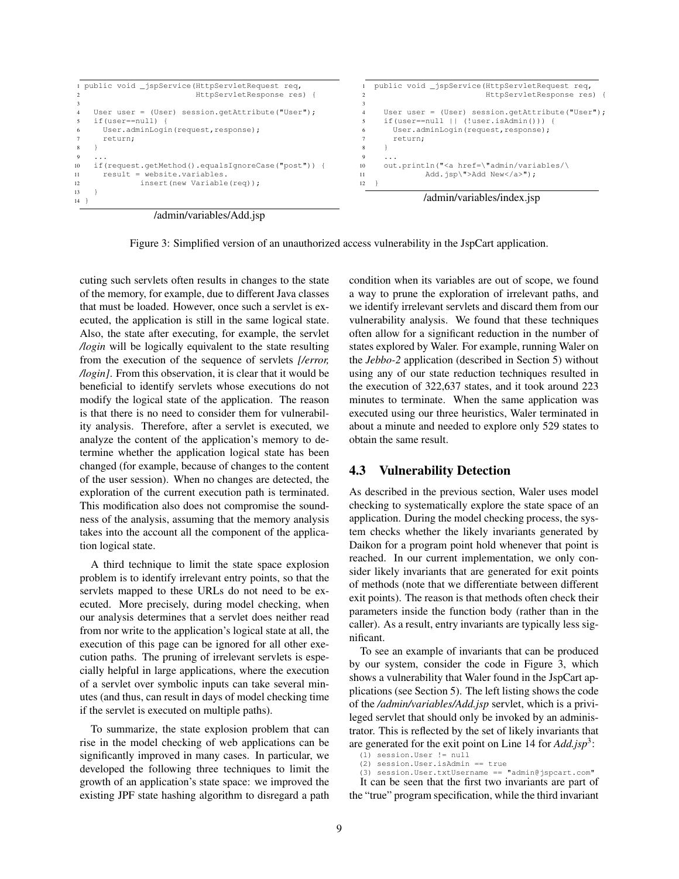```java
1 public void _jspService(HttpServletRequest req,
2                         HttpServletResponse res) {
3
4   User user = (User) session.getAttribute("User");
5   if(user==null) {
6     User.adminLogin(request,response);
7     return;
8   }
9   ...
10  if(request.getMethod().equalsIgnoreCase("post")) {
11    result = website.variables.
12            insert(new Variable(req));
13  }
14 }
```

/admin/variables/Add.jsp

```java
1  public void _jspService(HttpServletRequest req,
2                          HttpServletResponse res) {
3
4    User user = (User) session.getAttribute("User");
5    if(user==null || (!user.isAdmin())) {
6      User.adminLogin(request,response);
7      return;
8    }
9    ...
10   out.println("<a href=\"admin/variables/\
11            Add.jsp\">Add New</a>");
12 }
```

/admin/variables/index.jsp

Figure 3: Simplified version of an unauthorized access vulnerability in the JspCart application.

cuting such servlets often results in changes to the state of the memory, for example, due to different Java classes that must be loaded. However, once such a servlet is executed, the application is still in the same logical state. Also, the state after executing, for example, the servlet */login* will be logically equivalent to the state resulting from the execution of the sequence of servlets *[/error, /login]*. From this observation, it is clear that it would be beneficial to identify servlets whose executions do not modify the logical state of the application. The reason is that there is no need to consider them for vulnerability analysis. Therefore, after a servlet is executed, we analyze the content of the application's memory to determine whether the application logical state has been changed (for example, because of changes to the content of the user session). When no changes are detected, the exploration of the current execution path is terminated. This modification also does not compromise the soundness of the analysis, assuming that the memory analysis takes into the account all the component of the application logical state.

A third technique to limit the state space explosion problem is to identify irrelevant entry points, so that the servlets mapped to these URLs do not need to be executed. More precisely, during model checking, when our analysis determines that a servlet does neither read from nor write to the application's logical state at all, the execution of this page can be ignored for all other execution paths. The pruning of irrelevant servlets is especially helpful in large applications, where the execution of a servlet over symbolic inputs can take several minutes (and thus, can result in days of model checking time if the servlet is executed on multiple paths).

To summarize, the state explosion problem that can rise in the model checking of web applications can be significantly improved in many cases. In particular, we developed the following three techniques to limit the growth of an application's state space: we improved the existing JPF state hashing algorithm to disregard a path condition when its variables are out of scope, we found a way to prune the exploration of irrelevant paths, and we identify irrelevant servlets and discard them from our vulnerability analysis. We found that these techniques often allow for a significant reduction in the number of states explored by Waler. For example, running Waler on the *Jebbo-2* application (described in Section 5) without using any of our state reduction techniques resulted in the execution of 322,637 states, and it took around 223 minutes to terminate. When the same application was executed using our three heuristics, Waler terminated in about a minute and needed to explore only 529 states to obtain the same result.

## 4.3 Vulnerability Detection

As described in the previous section, Waler uses model checking to systematically explore the state space of an application. During the model checking process, the system checks whether the likely invariants generated by Daikon for a program point hold whenever that point is reached. In our current implementation, we only consider likely invariants that are generated for exit points of methods (note that we differentiate between different exit points). The reason is that methods often check their parameters inside the function body (rather than in the caller). As a result, entry invariants are typically less significant.

To see an example of invariants that can be produced by our system, consider the code in Figure 3, which shows a vulnerability that Waler found in the JspCart applications (see Section 5). The left listing shows the code of the */admin/variables/Add.jsp* servlet, which is a privileged servlet that should only be invoked by an administrator. This is reflected by the set of likely invariants that are generated for the exit point on Line 14 for *Add.jsp*[3]:

```
(1) session.User != null
(2) session.User.isAdmin == true
(3) session.User.txtUsername == "admin@jspcart.com"
```

It can be seen that the first two invariants are part of the "true" program specification, while the third invariant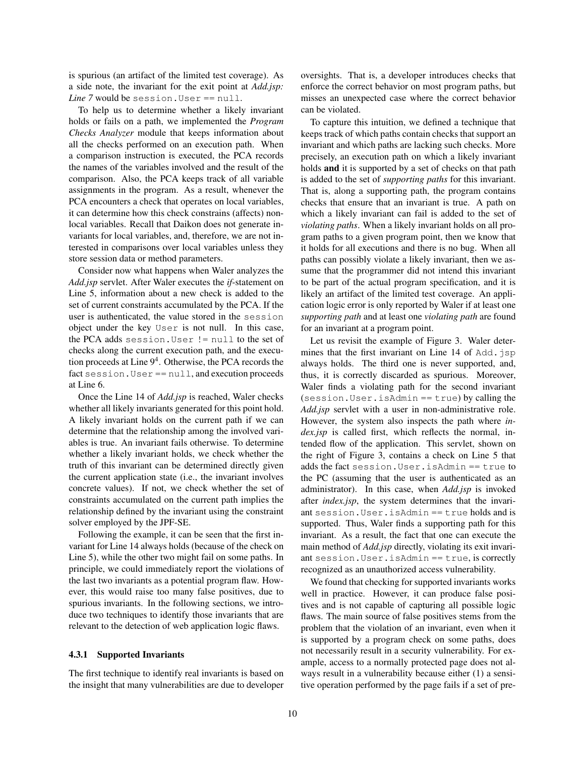is spurious (an artifact of the limited test coverage). As a side note, the invariant for the exit point at *Add.jsp: Line 7* would be `session.User == null`.

To help us to determine whether a likely invariant holds or fails on a path, we implemented the *Program Checks Analyzer* module that keeps information about all the checks performed on an execution path. When a comparison instruction is executed, the PCA records the names of the variables involved and the result of the comparison. Also, the PCA keeps track of all variable assignments in the program. As a result, whenever the PCA encounters a check that operates on local variables, it can determine how this check constrains (affects) non-local variables. Recall that Daikon does not generate invariants for local variables, and, therefore, we are not interested in comparisons over local variables unless they store session data or method parameters.

Consider now what happens when Waler analyzes the *Add.jsp* servlet. After Waler executes the *if*-statement on Line 5, information about a new check is added to the set of current constraints accumulated by the PCA. If the user is authenticated, the value stored in the `session` object under the key `User` is not null. In this case, the PCA adds `session.User != null` to the set of checks along the current execution path, and the execution proceeds at Line 9[4]. Otherwise, the PCA records the fact `session.User == null`, and execution proceeds at Line 6.

Once the Line 14 of *Add.jsp* is reached, Waler checks whether all likely invariants generated for this point hold. A likely invariant holds on the current path if we can determine that the relationship among the involved variables is true. An invariant fails otherwise. To determine whether a likely invariant holds, we check whether the truth of this invariant can be determined directly given the current application state (i.e., the invariant involves concrete values). If not, we check whether the set of constraints accumulated on the current path implies the relationship defined by the invariant using the constraint solver employed by the JPF-SE.

Following the example, it can be seen that the first invariant for Line 14 always holds (because of the check on Line 5), while the other two might fail on some paths. In principle, we could immediately report the violations of the last two invariants as a potential program flaw. However, this would raise too many false positives, due to spurious invariants. In the following sections, we introduce two techniques to identify those invariants that are relevant to the detection of web application logic flaws.

### 4.3.1 Supported Invariants

The first technique to identify real invariants is based on the insight that many vulnerabilities are due to developer oversights. That is, a developer introduces checks that enforce the correct behavior on most program paths, but misses an unexpected case where the correct behavior can be violated.

To capture this intuition, we defined a technique that keeps track of which paths contain checks that support an invariant and which paths are lacking such checks. More precisely, an execution path on which a likely invariant holds **and** it is supported by a set of checks on that path is added to the set of *supporting paths* for this invariant. That is, along a supporting path, the program contains checks that ensure that an invariant is true. A path on which a likely invariant can fail is added to the set of *violating paths*. When a likely invariant holds on all program paths to a given program point, then we know that it holds for all executions and there is no bug. When all paths can possibly violate a likely invariant, then we assume that the programmer did not intend this invariant to be part of the actual program specification, and it is likely an artifact of the limited test coverage. An application logic error is only reported by Waler if at least one *supporting path* and at least one *violating path* are found for an invariant at a program point.

Let us revisit the example of Figure 3. Waler determines that the first invariant on Line 14 of `Add.jsp` always holds. The third one is never supported, and, thus, it is correctly discarded as spurious. Moreover, Waler finds a violating path for the second invariant (`session.User.isAdmin == true`) by calling the *Add.jsp* servlet with a user in non-administrative role. However, the system also inspects the path where *index.jsp* is called first, which reflects the normal, intended flow of the application. This servlet, shown on the right of Figure 3, contains a check on Line 5 that adds the fact `session.User.isAdmin == true` to the PC (assuming that the user is authenticated as an administrator). In this case, when *Add.jsp* is invoked after *index.jsp*, the system determines that the invariant `session.User.isAdmin == true` holds and is supported. Thus, Waler finds a supporting path for this invariant. As a result, the fact that one can execute the main method of *Add.jsp* directly, violating its exit invariant `session.User.isAdmin == true`, is correctly recognized as an unauthorized access vulnerability.

We found that checking for supported invariants works well in practice. However, it can produce false positives and is not capable of capturing all possible logic flaws. The main source of false positives stems from the problem that the violation of an invariant, even when it is supported by a program check on some paths, does not necessarily result in a security vulnerability. For example, access to a normally protected page does not always result in a vulnerability because either (1) a sensitive operation performed by the page fails if a set of pre-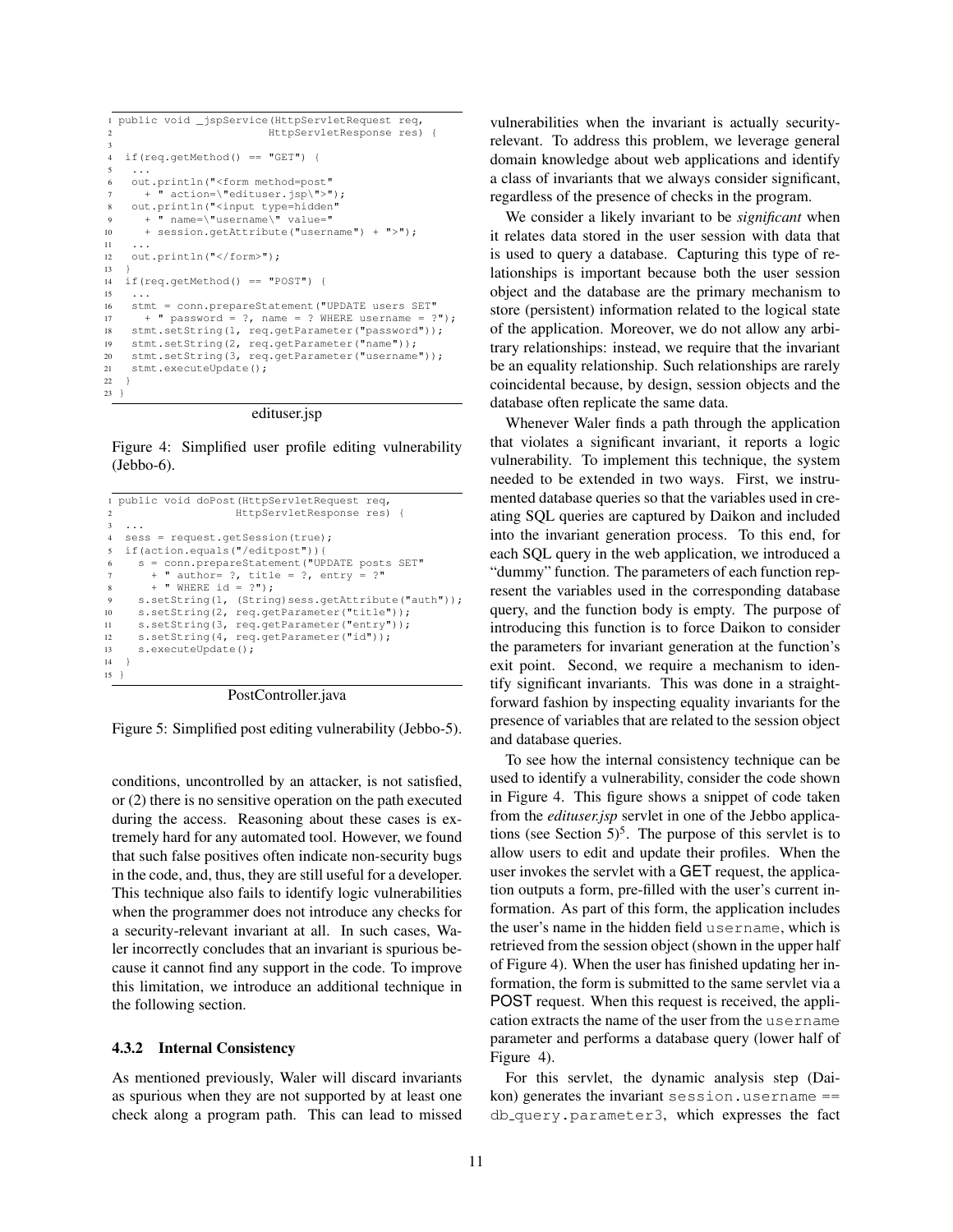```java
public void _jspService(HttpServletRequest req,
                        HttpServletResponse res) {

 if(req.getMethod() == "GET") {
  ...
  out.println("<form method=post"
    + " action=\"edituser.jsp\">");
  out.println("<input type=hidden"
    + " name=\"username\" value="
    + session.getAttribute("username") + ">");
  ...
  out.println("</form>");
 }
 if(req.getMethod() == "POST") {
  ...
  stmt = conn.prepareStatement("UPDATE users SET"
    + " password = ?, name = ? WHERE username = ?");
  stmt.setString(1, req.getParameter("password"));
  stmt.setString(2, req.getParameter("name"));
  stmt.setString(3, req.getParameter("username"));
  stmt.executeUpdate();
 }
}
```

edituser.jsp

Figure 4: Simplified user profile editing vulnerability (Jebbo-6).

```java
public void doPost(HttpServletRequest req,
                   HttpServletResponse res) {
 ...
 sess = request.getSession(true);
 if(action.equals("/editpost")){
   s = conn.prepareStatement("UPDATE posts SET"
     + " author= ?, title = ?, entry = ?"
     + " WHERE id = ?");
   s.setString(1, (String)sess.getAttribute("auth"));
   s.setString(2, req.getParameter("title"));
   s.setString(3, req.getParameter("entry"));
   s.setString(4, req.getParameter("id"));
   s.executeUpdate();
 }
}
```

PostController.java

Figure 5: Simplified post editing vulnerability (Jebbo-5).

conditions, uncontrolled by an attacker, is not satisfied, or (2) there is no sensitive operation on the path executed during the access. Reasoning about these cases is extremely hard for any automated tool. However, we found that such false positives often indicate non-security bugs in the code, and, thus, they are still useful for a developer. This technique also fails to identify logic vulnerabilities when the programmer does not introduce any checks for a security-relevant invariant at all. In such cases, Waler incorrectly concludes that an invariant is spurious because it cannot find any support in the code. To improve this limitation, we introduce an additional technique in the following section.

#### 4.3.2 Internal Consistency

As mentioned previously, Waler will discard invariants as spurious when they are not supported by at least one check along a program path. This can lead to missed vulnerabilities when the invariant is actually security-relevant. To address this problem, we leverage general domain knowledge about web applications and identify a class of invariants that we always consider significant, regardless of the presence of checks in the program.

We consider a likely invariant to be *significant* when it relates data stored in the user session with data that is used to query a database. Capturing this type of relationships is important because both the user session object and the database are the primary mechanism to store (persistent) information related to the logical state of the application. Moreover, we do not allow any arbitrary relationships: instead, we require that the invariant be an equality relationship. Such relationships are rarely coincidental because, by design, session objects and the database often replicate the same data.

Whenever Waler finds a path through the application that violates a significant invariant, it reports a logic vulnerability. To implement this technique, the system needed to be extended in two ways. First, we instrumented database queries so that the variables used in creating SQL queries are captured by Daikon and included into the invariant generation process. To this end, for each SQL query in the web application, we introduced a "dummy" function. The parameters of each function represent the variables used in the corresponding database query, and the function body is empty. The purpose of introducing this function is to force Daikon to consider the parameters for invariant generation at the function's exit point. Second, we require a mechanism to identify significant invariants. This was done in a straightforward fashion by inspecting equality invariants for the presence of variables that are related to the session object and database queries.

To see how the internal consistency technique can be used to identify a vulnerability, consider the code shown in Figure 4. This figure shows a snippet of code taken from the *edituser.jsp* servlet in one of the Jebbo applications (see Section 5)[5]. The purpose of this servlet is to allow users to edit and update their profiles. When the user invokes the servlet with a GET request, the application outputs a form, pre-filled with the user's current information. As part of this form, the application includes the user's name in the hidden field `username`, which is retrieved from the session object (shown in the upper half of Figure 4). When the user has finished updating her information, the form is submitted to the same servlet via a POST request. When this request is received, the application extracts the name of the user from the `username` parameter and performs a database query (lower half of Figure 4).

For this servlet, the dynamic analysis step (Daikon) generates the invariant `session.username == db_query.parameter3`, which expresses the fact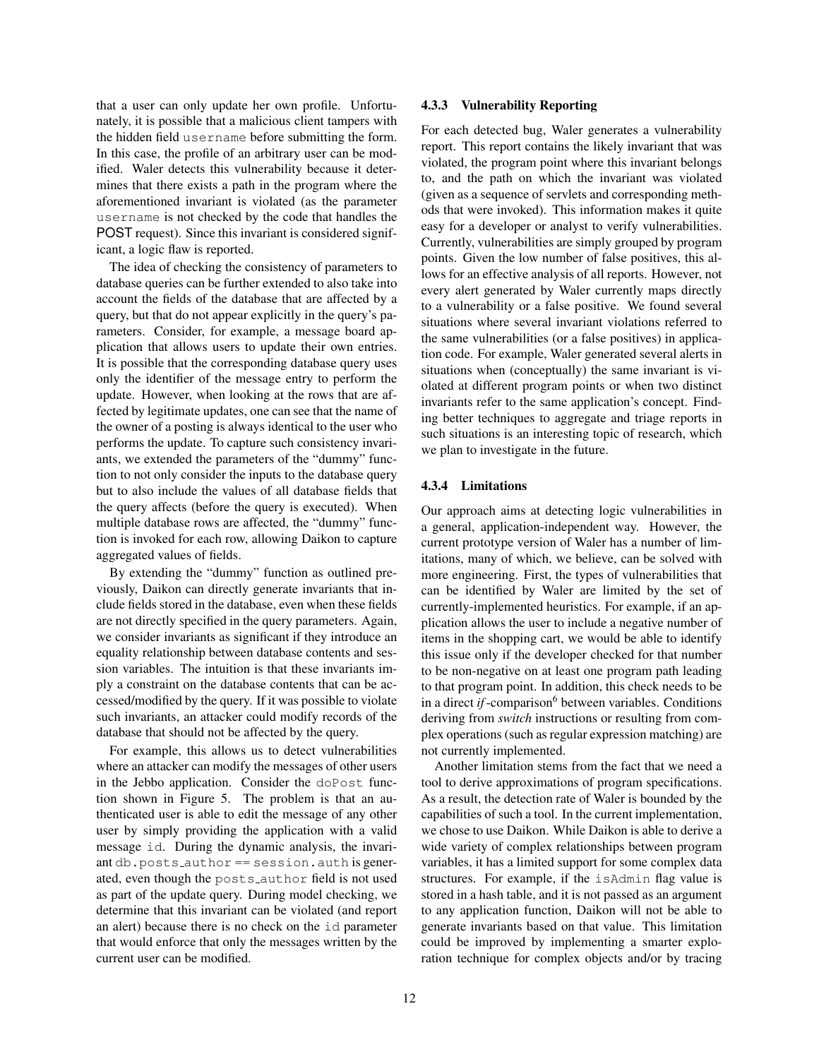that a user can only update her own profile. Unfortunately, it is possible that a malicious client tampers with the hidden field `username` before submitting the form. In this case, the profile of an arbitrary user can be modified. Waler detects this vulnerability because it determines that there exists a path in the program where the aforementioned invariant is violated (as the parameter `username` is not checked by the code that handles the POST request). Since this invariant is considered significant, a logic flaw is reported.

The idea of checking the consistency of parameters to database queries can be further extended to also take into account the fields of the database that are affected by a query, but that do not appear explicitly in the query's parameters. Consider, for example, a message board application that allows users to update their own entries. It is possible that the corresponding database query uses only the identifier of the message entry to perform the update. However, when looking at the rows that are affected by legitimate updates, one can see that the name of the owner of a posting is always identical to the user who performs the update. To capture such consistency invariants, we extended the parameters of the "dummy" function to not only consider the inputs to the database query but to also include the values of all database fields that the query affects (before the query is executed). When multiple database rows are affected, the "dummy" function is invoked for each row, allowing Daikon to capture aggregated values of fields.

By extending the "dummy" function as outlined previously, Daikon can directly generate invariants that include fields stored in the database, even when these fields are not directly specified in the query parameters. Again, we consider invariants as significant if they introduce an equality relationship between database contents and session variables. The intuition is that these invariants imply a constraint on the database contents that can be accessed/modified by the query. If it was possible to violate such invariants, an attacker could modify records of the database that should not be affected by the query.

For example, this allows us to detect vulnerabilities where an attacker can modify the messages of other users in the Jebbo application. Consider the `doPost` function shown in Figure 5. The problem is that an authenticated user is able to edit the message of any other user by simply providing the application with a valid message `id`. During the dynamic analysis, the invariant `db.posts_author == session.auth` is generated, even though the `posts_author` field is not used as part of the update query. During model checking, we determine that this invariant can be violated (and report an alert) because there is no check on the `id` parameter that would enforce that only the messages written by the current user can be modified.

#### 4.3.3 Vulnerability Reporting

For each detected bug, Waler generates a vulnerability report. This report contains the likely invariant that was violated, the program point where this invariant belongs to, and the path on which the invariant was violated (given as a sequence of servlets and corresponding methods that were invoked). This information makes it quite easy for a developer or analyst to verify vulnerabilities. Currently, vulnerabilities are simply grouped by program points. Given the low number of false positives, this allows for an effective analysis of all reports. However, not every alert generated by Waler currently maps directly to a vulnerability or a false positive. We found several situations where several invariant violations referred to the same vulnerabilities (or a false positives) in application code. For example, Waler generated several alerts in situations when (conceptually) the same invariant is violated at different program points or when two distinct invariants refer to the same application's concept. Finding better techniques to aggregate and triage reports in such situations is an interesting topic of research, which we plan to investigate in the future.

#### 4.3.4 Limitations

Our approach aims at detecting logic vulnerabilities in a general, application-independent way. However, the current prototype version of Waler has a number of limitations, many of which, we believe, can be solved with more engineering. First, the types of vulnerabilities that can be identified by Waler are limited by the set of currently-implemented heuristics. For example, if an application allows the user to include a negative number of items in the shopping cart, we would be able to identify this issue only if the developer checked for that number to be non-negative on at least one program path leading to that program point. In addition, this check needs to be in a direct *if*-comparison[6] between variables. Conditions deriving from *switch* instructions or resulting from complex operations (such as regular expression matching) are not currently implemented.

Another limitation stems from the fact that we need a tool to derive approximations of program specifications. As a result, the detection rate of Waler is bounded by the capabilities of such a tool. In the current implementation, we chose to use Daikon. While Daikon is able to derive a wide variety of complex relationships between program variables, it has a limited support for some complex data structures. For example, if the `isAdmin` flag value is stored in a hash table, and it is not passed as an argument to any application function, Daikon will not be able to generate invariants based on that value. This limitation could be improved by implementing a smarter exploration technique for complex objects and/or by tracing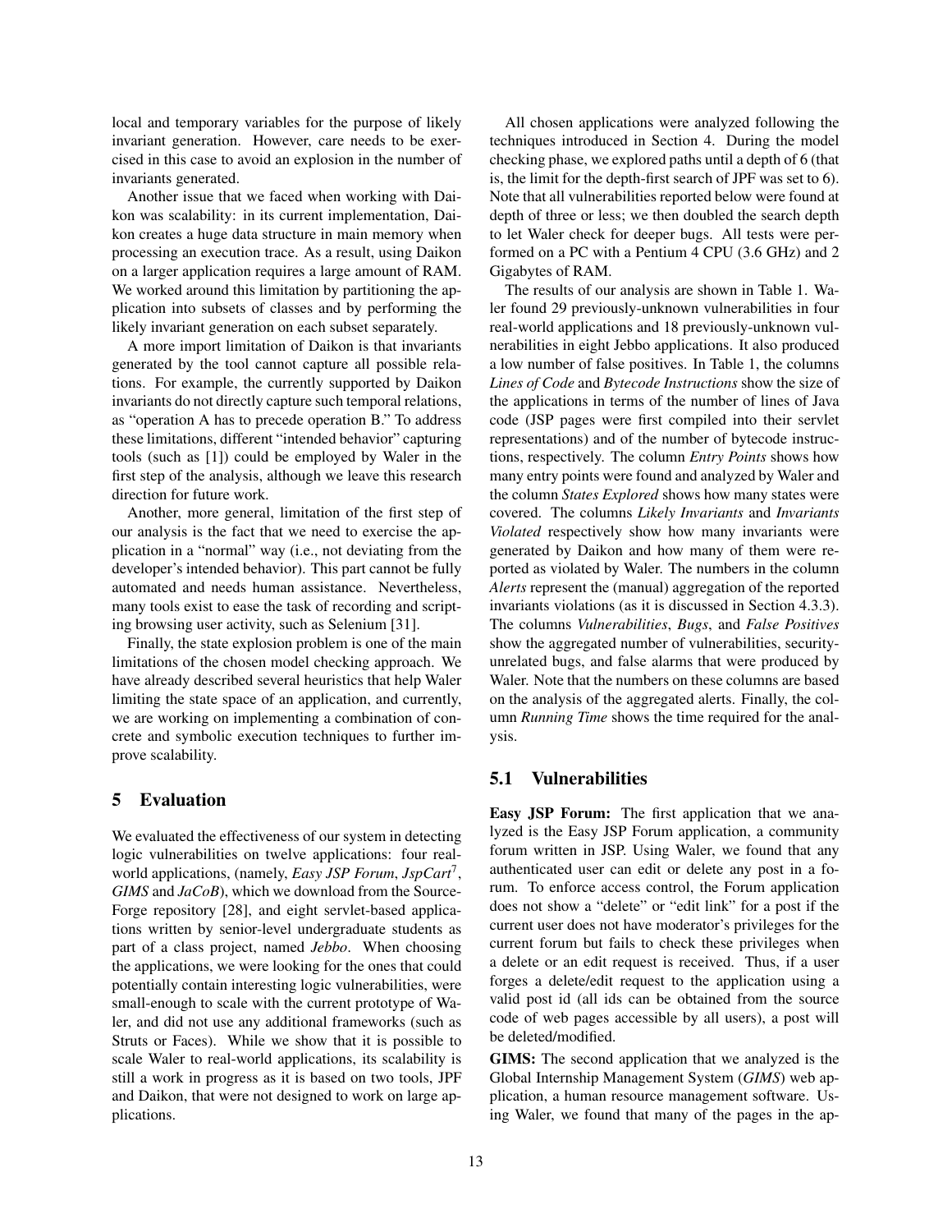local and temporary variables for the purpose of likely invariant generation. However, care needs to be exercised in this case to avoid an explosion in the number of invariants generated.

Another issue that we faced when working with Daikon was scalability: in its current implementation, Daikon creates a huge data structure in main memory when processing an execution trace. As a result, using Daikon on a larger application requires a large amount of RAM. We worked around this limitation by partitioning the application into subsets of classes and by performing the likely invariant generation on each subset separately.

A more import limitation of Daikon is that invariants generated by the tool cannot capture all possible relations. For example, the currently supported by Daikon invariants do not directly capture such temporal relations, as "operation A has to precede operation B." To address these limitations, different "intended behavior" capturing tools (such as [1]) could be employed by Waler in the first step of the analysis, although we leave this research direction for future work.

Another, more general, limitation of the first step of our analysis is the fact that we need to exercise the application in a "normal" way (i.e., not deviating from the developer's intended behavior). This part cannot be fully automated and needs human assistance. Nevertheless, many tools exist to ease the task of recording and scripting browsing user activity, such as Selenium [31].

Finally, the state explosion problem is one of the main limitations of the chosen model checking approach. We have already described several heuristics that help Waler limiting the state space of an application, and currently, we are working on implementing a combination of concrete and symbolic execution techniques to further improve scalability.

# 5 Evaluation

We evaluated the effectiveness of our system in detecting logic vulnerabilities on twelve applications: four real-world applications, (namely, *Easy JSP Forum*, *JspCart*[7], *GIMS* and *JaCoB*), which we download from the SourceForge repository [28], and eight servlet-based applications written by senior-level undergraduate students as part of a class project, named *Jebbo*. When choosing the applications, we were looking for the ones that could potentially contain interesting logic vulnerabilities, were small-enough to scale with the current prototype of Waler, and did not use any additional frameworks (such as Struts or Faces). While we show that it is possible to scale Waler to real-world applications, its scalability is still a work in progress as it is based on two tools, JPF and Daikon, that were not designed to work on large applications.

All chosen applications were analyzed following the techniques introduced in Section 4. During the model checking phase, we explored paths until a depth of 6 (that is, the limit for the depth-first search of JPF was set to 6). Note that all vulnerabilities reported below were found at depth of three or less; we then doubled the search depth to let Waler check for deeper bugs. All tests were performed on a PC with a Pentium 4 CPU (3.6 GHz) and 2 Gigabytes of RAM.

The results of our analysis are shown in Table 1. Waler found 29 previously-unknown vulnerabilities in four real-world applications and 18 previously-unknown vulnerabilities in eight Jebbo applications. It also produced a low number of false positives. In Table 1, the columns *Lines of Code* and *Bytecode Instructions* show the size of the applications in terms of the number of lines of Java code (JSP pages were first compiled into their servlet representations) and of the number of bytecode instructions, respectively. The column *Entry Points* shows how many entry points were found and analyzed by Waler and the column *States Explored* shows how many states were covered. The columns *Likely Invariants* and *Invariants Violated* respectively show how many invariants were generated by Daikon and how many of them were reported as violated by Waler. The numbers in the column *Alerts* represent the (manual) aggregation of the reported invariants violations (as it is discussed in Section 4.3.3). The columns *Vulnerabilities*, *Bugs*, and *False Positives* show the aggregated number of vulnerabilities, security-unrelated bugs, and false alarms that were produced by Waler. Note that the numbers on these columns are based on the analysis of the aggregated alerts. Finally, the column *Running Time* shows the time required for the analysis.

## 5.1 Vulnerabilities

**Easy JSP Forum:** The first application that we analyzed is the Easy JSP Forum application, a community forum written in JSP. Using Waler, we found that any authenticated user can edit or delete any post in a forum. To enforce access control, the Forum application does not show a "delete" or "edit link" for a post if the current user does not have moderator's privileges for the current forum but fails to check these privileges when a delete or an edit request is received. Thus, if a user forges a delete/edit request to the application using a valid post id (all ids can be obtained from the source code of web pages accessible by all users), a post will be deleted/modified.

**GIMS:** The second application that we analyzed is the Global Internship Management System (*GIMS*) web application, a human resource management software. Using Waler, we found that many of the pages in the ap-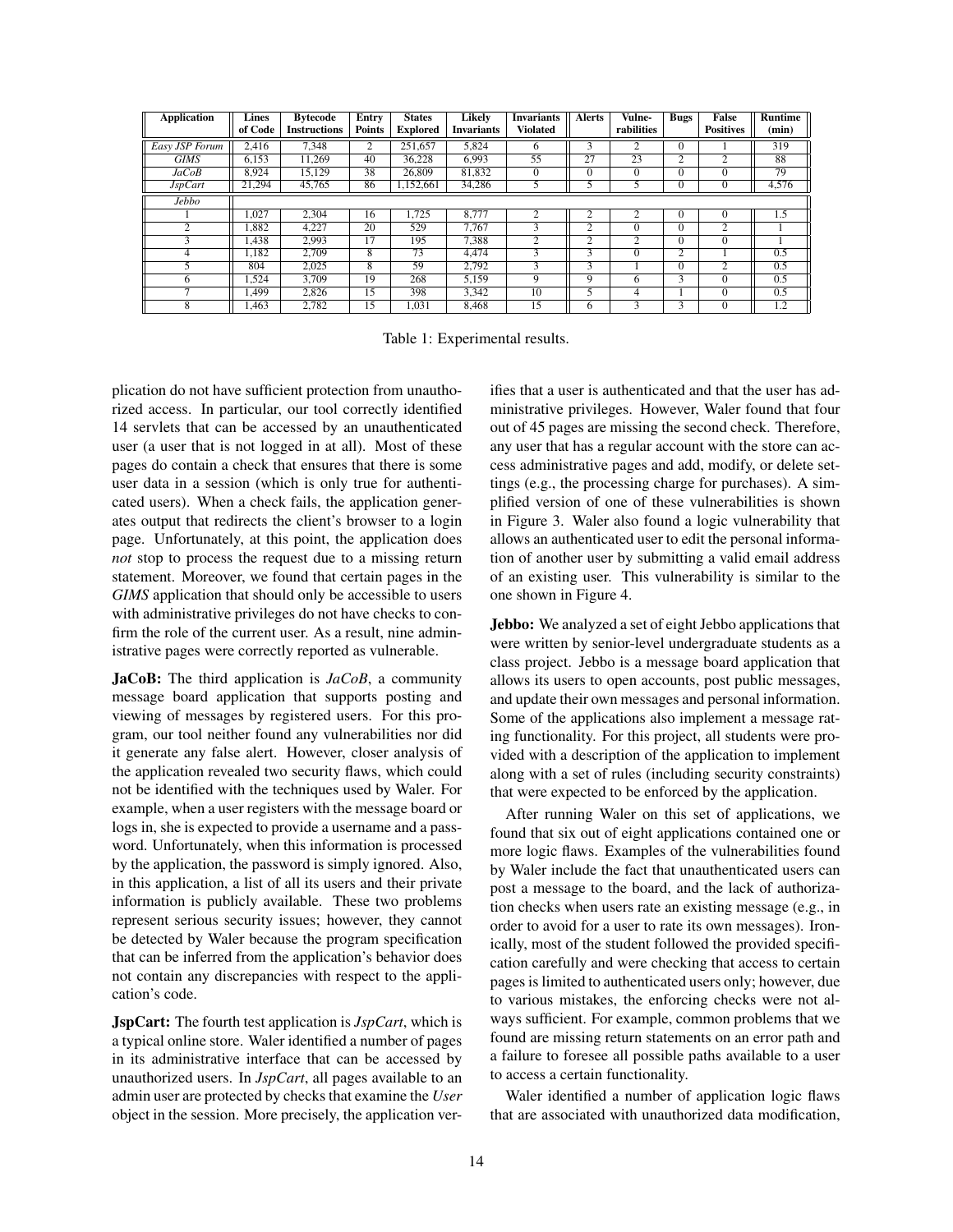| Application | Lines of Code | Bytecode Instructions | Entry Points | States Explored | Likely Invariants | Invariants Violated | Alerts | Vulne-rabilities | Bugs | False Positives | Runtime (min) |
|---|---|---|---|---|---|---|---|---|---|---|---|
| *Easy JSP Forum* | 2,416 | 7,348 | 2 | 251,657 | 5,824 | 6 | 3 | 2 | 0 | 1 | 319 |
| *GIMS* | 6,153 | 11,269 | 40 | 36,228 | 6,993 | 55 | 27 | 23 | 2 | 2 | 88 |
| *JaCoB* | 8,924 | 15,129 | 38 | 26,809 | 81,832 | 0 | 0 | 0 | 0 | 0 | 79 |
| *JspCart* | 21,294 | 45,765 | 86 | 1,152,661 | 34,286 | 5 | 5 | 5 | 0 | 0 | 4,576 |
| *Jebbo* | | | | | | | | | | | |
| 1 | 1,027 | 2,304 | 16 | 1,725 | 8,777 | 2 | 2 | 2 | 0 | 0 | 1.5 |
| 2 | 1,882 | 4,227 | 20 | 529 | 7,767 | 3 | 2 | 0 | 0 | 2 | 1 |
| 3 | 1,438 | 2,993 | 17 | 195 | 7,388 | 2 | 2 | 2 | 0 | 0 | 1 |
| 4 | 1,182 | 2,709 | 8 | 73 | 4,474 | 3 | 3 | 0 | 2 | 1 | 0.5 |
| 5 | 804 | 2,025 | 8 | 59 | 2,792 | 3 | 3 | 1 | 0 | 2 | 0.5 |
| 6 | 1,524 | 3,709 | 19 | 268 | 5,159 | 9 | 9 | 6 | 3 | 0 | 0.5 |
| 7 | 1,499 | 2,826 | 15 | 398 | 3,342 | 10 | 5 | 4 | 1 | 0 | 0.5 |
| 8 | 1,463 | 2,782 | 15 | 1,031 | 8,468 | 15 | 6 | 3 | 3 | 0 | 1.2 |

Table 1: Experimental results.

plication do not have sufficient protection from unauthorized access. In particular, our tool correctly identified 14 servlets that can be accessed by an unauthenticated user (a user that is not logged in at all). Most of these pages do contain a check that ensures that there is some user data in a session (which is only true for authenticated users). When a check fails, the application generates output that redirects the client's browser to a login page. Unfortunately, at this point, the application does *not* stop to process the request due to a missing return statement. Moreover, we found that certain pages in the *GIMS* application that should only be accessible to users with administrative privileges do not have checks to confirm the role of the current user. As a result, nine administrative pages were correctly reported as vulnerable.

**JaCoB:** The third application is *JaCoB*, a community message board application that supports posting and viewing of messages by registered users. For this program, our tool neither found any vulnerabilities nor did it generate any false alert. However, closer analysis of the application revealed two security flaws, which could not be identified with the techniques used by Waler. For example, when a user registers with the message board or logs in, she is expected to provide a username and a password. Unfortunately, when this information is processed by the application, the password is simply ignored. Also, in this application, a list of all its users and their private information is publicly available. These two problems represent serious security issues; however, they cannot be detected by Waler because the program specification that can be inferred from the application's behavior does not contain any discrepancies with respect to the application's code.

**JspCart:** The fourth test application is *JspCart*, which is a typical online store. Waler identified a number of pages in its administrative interface that can be accessed by unauthorized users. In *JspCart*, all pages available to an admin user are protected by checks that examine the *User* object in the session. More precisely, the application verifies that a user is authenticated and that the user has administrative privileges. However, Waler found that four out of 45 pages are missing the second check. Therefore, any user that has a regular account with the store can access administrative pages and add, modify, or delete settings (e.g., the processing charge for purchases). A simplified version of one of these vulnerabilities is shown in Figure 3. Waler also found a logic vulnerability that allows an authenticated user to edit the personal information of another user by submitting a valid email address of an existing user. This vulnerability is similar to the one shown in Figure 4.

**Jebbo:** We analyzed a set of eight Jebbo applications that were written by senior-level undergraduate students as a class project. Jebbo is a message board application that allows its users to open accounts, post public messages, and update their own messages and personal information. Some of the applications also implement a message rating functionality. For this project, all students were provided with a description of the application to implement along with a set of rules (including security constraints) that were expected to be enforced by the application.

After running Waler on this set of applications, we found that six out of eight applications contained one or more logic flaws. Examples of the vulnerabilities found by Waler include the fact that unauthenticated users can post a message to the board, and the lack of authorization checks when users rate an existing message (e.g., in order to avoid for a user to rate its own messages). Ironically, most of the student followed the provided specification carefully and were checking that access to certain pages is limited to authenticated users only; however, due to various mistakes, the enforcing checks were not always sufficient. For example, common problems that we found are missing return statements on an error path and a failure to foresee all possible paths available to a user to access a certain functionality.

Waler identified a number of application logic flaws that are associated with unauthorized data modification,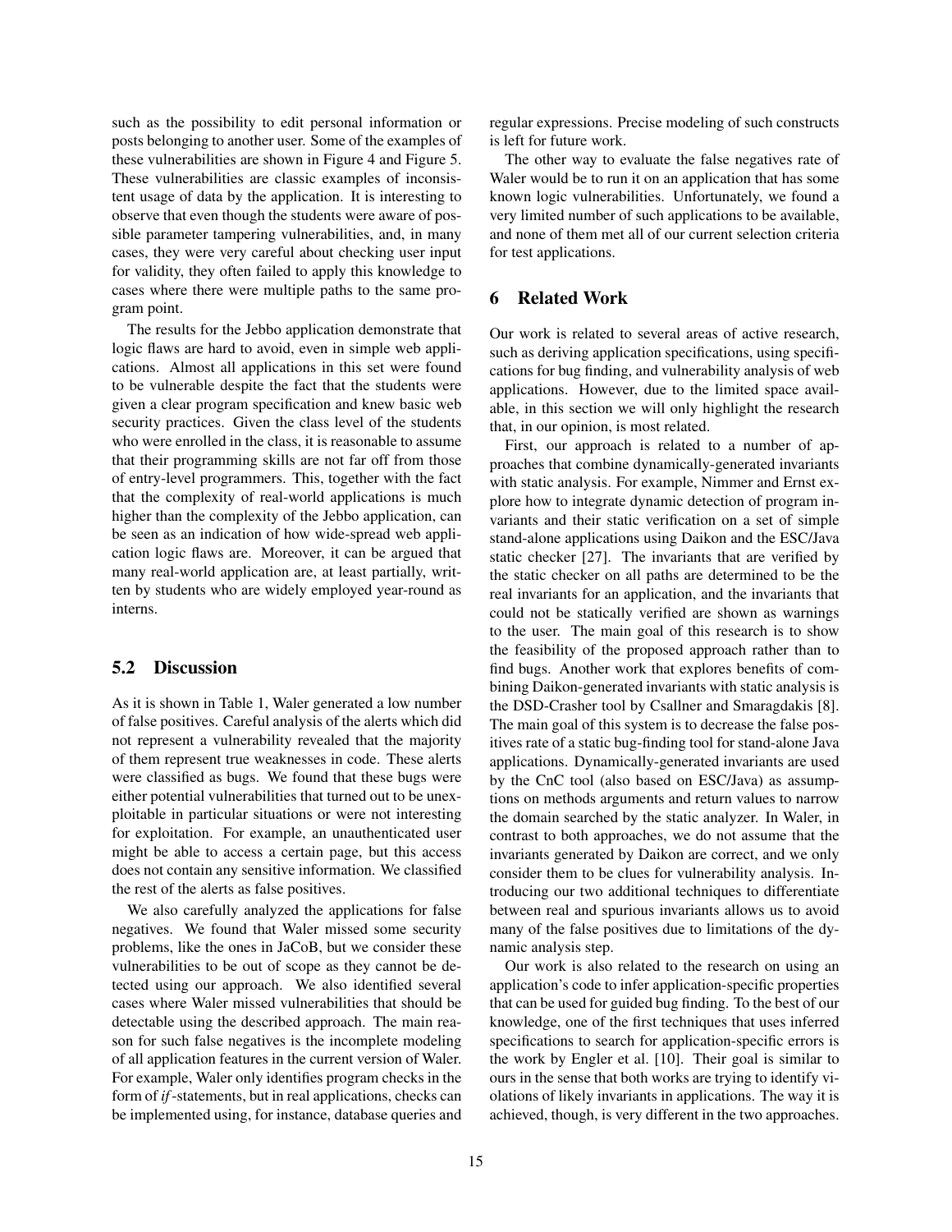such as the possibility to edit personal information or posts belonging to another user. Some of the examples of these vulnerabilities are shown in Figure 4 and Figure 5. These vulnerabilities are classic examples of inconsistent usage of data by the application. It is interesting to observe that even though the students were aware of possible parameter tampering vulnerabilities, and, in many cases, they were very careful about checking user input for validity, they often failed to apply this knowledge to cases where there were multiple paths to the same program point.

The results for the Jebbo application demonstrate that logic flaws are hard to avoid, even in simple web applications. Almost all applications in this set were found to be vulnerable despite the fact that the students were given a clear program specification and knew basic web security practices. Given the class level of the students who were enrolled in the class, it is reasonable to assume that their programming skills are not far off from those of entry-level programmers. This, together with the fact that the complexity of real-world applications is much higher than the complexity of the Jebbo application, can be seen as an indication of how wide-spread web application logic flaws are. Moreover, it can be argued that many real-world application are, at least partially, written by students who are widely employed year-round as interns.

## 5.2 Discussion

As it is shown in Table 1, Waler generated a low number of false positives. Careful analysis of the alerts which did not represent a vulnerability revealed that the majority of them represent true weaknesses in code. These alerts were classified as bugs. We found that these bugs were either potential vulnerabilities that turned out to be unexploitable in particular situations or were not interesting for exploitation. For example, an unauthenticated user might be able to access a certain page, but this access does not contain any sensitive information. We classified the rest of the alerts as false positives.

We also carefully analyzed the applications for false negatives. We found that Waler missed some security problems, like the ones in JaCoB, but we consider these vulnerabilities to be out of scope as they cannot be detected using our approach. We also identified several cases where Waler missed vulnerabilities that should be detectable using the described approach. The main reason for such false negatives is the incomplete modeling of all application features in the current version of Waler. For example, Waler only identifies program checks in the form of *if*-statements, but in real applications, checks can be implemented using, for instance, database queries and regular expressions. Precise modeling of such constructs is left for future work.

The other way to evaluate the false negatives rate of Waler would be to run it on an application that has some known logic vulnerabilities. Unfortunately, we found a very limited number of such applications to be available, and none of them met all of our current selection criteria for test applications.

# 6 Related Work

Our work is related to several areas of active research, such as deriving application specifications, using specifications for bug finding, and vulnerability analysis of web applications. However, due to the limited space available, in this section we will only highlight the research that, in our opinion, is most related.

First, our approach is related to a number of approaches that combine dynamically-generated invariants with static analysis. For example, Nimmer and Ernst explore how to integrate dynamic detection of program invariants and their static verification on a set of simple stand-alone applications using Daikon and the ESC/Java static checker [27]. The invariants that are verified by the static checker on all paths are determined to be the real invariants for an application, and the invariants that could not be statically verified are shown as warnings to the user. The main goal of this research is to show the feasibility of the proposed approach rather than to find bugs. Another work that explores benefits of combining Daikon-generated invariants with static analysis is the DSD-Crasher tool by Csallner and Smaragdakis [8]. The main goal of this system is to decrease the false positives rate of a static bug-finding tool for stand-alone Java applications. Dynamically-generated invariants are used by the CnC tool (also based on ESC/Java) as assumptions on methods arguments and return values to narrow the domain searched by the static analyzer. In Waler, in contrast to both approaches, we do not assume that the invariants generated by Daikon are correct, and we only consider them to be clues for vulnerability analysis. Introducing our two additional techniques to differentiate between real and spurious invariants allows us to avoid many of the false positives due to limitations of the dynamic analysis step.

Our work is also related to the research on using an application's code to infer application-specific properties that can be used for guided bug finding. To the best of our knowledge, one of the first techniques that uses inferred specifications to search for application-specific errors is the work by Engler et al. [10]. Their goal is similar to ours in the sense that both works are trying to identify violations of likely invariants in applications. The way it is achieved, though, is very different in the two approaches.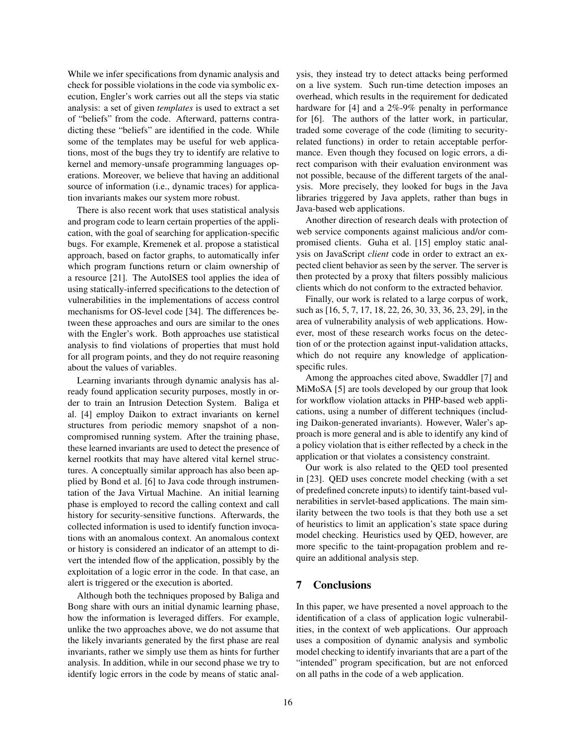While we infer specifications from dynamic analysis and check for possible violations in the code via symbolic execution, Engler's work carries out all the steps via static analysis: a set of given *templates* is used to extract a set of "beliefs" from the code. Afterward, patterns contradicting these "beliefs" are identified in the code. While some of the templates may be useful for web applications, most of the bugs they try to identify are relative to kernel and memory-unsafe programming languages operations. Moreover, we believe that having an additional source of information (i.e., dynamic traces) for application invariants makes our system more robust.

There is also recent work that uses statistical analysis and program code to learn certain properties of the application, with the goal of searching for application-specific bugs. For example, Kremenek et al. propose a statistical approach, based on factor graphs, to automatically infer which program functions return or claim ownership of a resource [21]. The AutoISES tool applies the idea of using statically-inferred specifications to the detection of vulnerabilities in the implementations of access control mechanisms for OS-level code [34]. The differences between these approaches and ours are similar to the ones with the Engler's work. Both approaches use statistical analysis to find violations of properties that must hold for all program points, and they do not require reasoning about the values of variables.

Learning invariants through dynamic analysis has already found application security purposes, mostly in order to train an Intrusion Detection System. Baliga et al. [4] employ Daikon to extract invariants on kernel structures from periodic memory snapshot of a non-compromised running system. After the training phase, these learned invariants are used to detect the presence of kernel rootkits that may have altered vital kernel structures. A conceptually similar approach has also been applied by Bond et al. [6] to Java code through instrumentation of the Java Virtual Machine. An initial learning phase is employed to record the calling context and call history for security-sensitive functions. Afterwards, the collected information is used to identify function invocations with an anomalous context. An anomalous context or history is considered an indicator of an attempt to divert the intended flow of the application, possibly by the exploitation of a logic error in the code. In that case, an alert is triggered or the execution is aborted.

Although both the techniques proposed by Baliga and Bong share with ours an initial dynamic learning phase, how the information is leveraged differs. For example, unlike the two approaches above, we do not assume that the likely invariants generated by the first phase are real invariants, rather we simply use them as hints for further analysis. In addition, while in our second phase we try to identify logic errors in the code by means of static analysis, they instead try to detect attacks being performed on a live system. Such run-time detection imposes an overhead, which results in the requirement for dedicated hardware for [4] and a 2%-9% penalty in performance for [6]. The authors of the latter work, in particular, traded some coverage of the code (limiting to security-related functions) in order to retain acceptable performance. Even though they focused on logic errors, a direct comparison with their evaluation environment was not possible, because of the different targets of the analysis. More precisely, they looked for bugs in the Java libraries triggered by Java applets, rather than bugs in Java-based web applications.

Another direction of research deals with protection of web service components against malicious and/or compromised clients. Guha et al. [15] employ static analysis on JavaScript *client* code in order to extract an expected client behavior as seen by the server. The server is then protected by a proxy that filters possibly malicious clients which do not conform to the extracted behavior.

Finally, our work is related to a large corpus of work, such as [16, 5, 7, 17, 18, 22, 26, 30, 33, 36, 23, 29], in the area of vulnerability analysis of web applications. However, most of these research works focus on the detection of or the protection against input-validation attacks, which do not require any knowledge of application-specific rules.

Among the approaches cited above, Swaddler [7] and MiMoSA [5] are tools developed by our group that look for workflow violation attacks in PHP-based web applications, using a number of different techniques (including Daikon-generated invariants). However, Waler's approach is more general and is able to identify any kind of a policy violation that is either reflected by a check in the application or that violates a consistency constraint.

Our work is also related to the QED tool presented in [23]. QED uses concrete model checking (with a set of predefined concrete inputs) to identify taint-based vulnerabilities in servlet-based applications. The main similarity between the two tools is that they both use a set of heuristics to limit an application's state space during model checking. Heuristics used by QED, however, are more specific to the taint-propagation problem and require an additional analysis step.

## 7 Conclusions

In this paper, we have presented a novel approach to the identification of a class of application logic vulnerabilities, in the context of web applications. Our approach uses a composition of dynamic analysis and symbolic model checking to identify invariants that are a part of the "intended" program specification, but are not enforced on all paths in the code of a web application.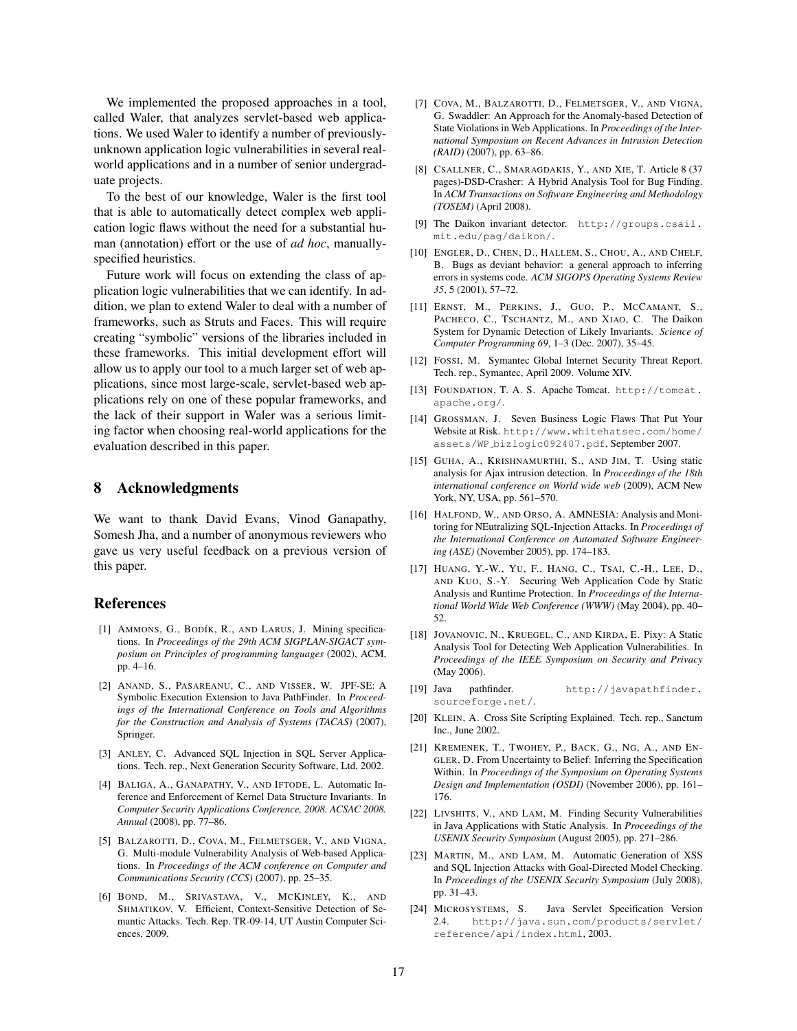We implemented the proposed approaches in a tool, called Waler, that analyzes servlet-based web applications. We used Waler to identify a number of previously-unknown application logic vulnerabilities in several real-world applications and in a number of senior undergraduate projects.

To the best of our knowledge, Waler is the first tool that is able to automatically detect complex web application logic flaws without the need for a substantial human (annotation) effort or the use of *ad hoc*, manually-specified heuristics.

Future work will focus on extending the class of application logic vulnerabilities that we can identify. In addition, we plan to extend Waler to deal with a number of frameworks, such as Struts and Faces. This will require creating "symbolic" versions of the libraries included in these frameworks. This initial development effort will allow us to apply our tool to a much larger set of web applications, since most large-scale, servlet-based web applications rely on one of these popular frameworks, and the lack of their support in Waler was a serious limiting factor when choosing real-world applications for the evaluation described in this paper.

## 8 Acknowledgments

We want to thank David Evans, Vinod Ganapathy, Somesh Jha, and a number of anonymous reviewers who gave us very useful feedback on a previous version of this paper.

## References

[1] Ammons, G., Bodík, R., and Larus, J. Mining specifications. In *Proceedings of the 29th ACM SIGPLAN-SIGACT symposium on Principles of programming languages* (2002), ACM, pp. 4–16.

[2] Anand, S., Pasareanu, C., and Visser, W. JPF-SE: A Symbolic Execution Extension to Java PathFinder. In *Proceedings of the International Conference on Tools and Algorithms for the Construction and Analysis of Systems (TACAS)* (2007), Springer.

[3] Anley, C. Advanced SQL Injection in SQL Server Applications. Tech. rep., Next Generation Security Software, Ltd, 2002.

[4] Baliga, A., Ganapathy, V., and Iftode, L. Automatic Inference and Enforcement of Kernel Data Structure Invariants. In *Computer Security Applications Conference, 2008. ACSAC 2008. Annual* (2008), pp. 77–86.

[5] Balzarotti, D., Cova, M., Felmetsger, V., and Vigna, G. Multi-module Vulnerability Analysis of Web-based Applications. In *Proceedings of the ACM conference on Computer and Communications Security (CCS)* (2007), pp. 25–35.

[6] Bond, M., Srivastava, V., McKinley, K., and Shmatikov, V. Efficient, Context-Sensitive Detection of Semantic Attacks. Tech. Rep. TR-09-14, UT Austin Computer Sciences, 2009.

[7] Cova, M., Balzarotti, D., Felmetsger, V., and Vigna, G. Swaddler: An Approach for the Anomaly-based Detection of State Violations in Web Applications. In *Proceedings of the International Symposium on Recent Advances in Intrusion Detection (RAID)* (2007), pp. 63–86.

[8] Csallner, C., Smaragdakis, Y., and Xie, T. Article 8 (37 pages)-DSD-Crasher: A Hybrid Analysis Tool for Bug Finding. In *ACM Transactions on Software Engineering and Methodology (TOSEM)* (April 2008).

[9] The Daikon invariant detector. `http://groups.csail.mit.edu/pag/daikon/`.

[10] Engler, D., Chen, D., Hallem, S., Chou, A., and Chelf, B. Bugs as deviant behavior: a general approach to inferring errors in systems code. *ACM SIGOPS Operating Systems Review 35*, 5 (2001), 57–72.

[11] Ernst, M., Perkins, J., Guo, P., McCamant, S., Pacheco, C., Tschantz, M., and Xiao, C. The Daikon System for Dynamic Detection of Likely Invariants. *Science of Computer Programming 69*, 1–3 (Dec. 2007), 35–45.

[12] Fossi, M. Symantec Global Internet Security Threat Report. Tech. rep., Symantec, April 2009. Volume XIV.

[13] Foundation, T. A. S. Apache Tomcat. `http://tomcat.apache.org/`.

[14] Grossman, J. Seven Business Logic Flaws That Put Your Website at Risk. `http://www.whitehatsec.com/home/assets/WP_bizlogic092407.pdf`, September 2007.

[15] Guha, A., Krishnamurthi, S., and Jim, T. Using static analysis for Ajax intrusion detection. In *Proceedings of the 18th international conference on World wide web* (2009), ACM New York, NY, USA, pp. 561–570.

[16] Halfond, W., and Orso, A. AMNESIA: Analysis and Monitoring for NEutralizing SQL-Injection Attacks. In *Proceedings of the International Conference on Automated Software Engineering (ASE)* (November 2005), pp. 174–183.

[17] Huang, Y.-W., Yu, F., Hang, C., Tsai, C.-H., Lee, D., and Kuo, S.-Y. Securing Web Application Code by Static Analysis and Runtime Protection. In *Proceedings of the International World Wide Web Conference (WWW)* (May 2004), pp. 40–52.

[18] Jovanovic, N., Kruegel, C., and Kirda, E. Pixy: A Static Analysis Tool for Detecting Web Application Vulnerabilities. In *Proceedings of the IEEE Symposium on Security and Privacy* (May 2006).

[19] Java pathfinder. `http://javapathfinder.sourceforge.net/`.

[20] Klein, A. Cross Site Scripting Explained. Tech. rep., Sanctum Inc., June 2002.

[21] Kremenek, T., Twohey, P., Back, G., Ng, A., and Engler, D. From Uncertainty to Belief: Inferring the Specification Within. In *Proceedings of the Symposium on Operating Systems Design and Implementation (OSDI)* (November 2006), pp. 161–176.

[22] Livshits, V., and Lam, M. Finding Security Vulnerabilities in Java Applications with Static Analysis. In *Proceedings of the USENIX Security Symposium* (August 2005), pp. 271–286.

[23] Martin, M., and Lam, M. Automatic Generation of XSS and SQL Injection Attacks with Goal-Directed Model Checking. In *Proceedings of the USENIX Security Symposium* (July 2008), pp. 31–43.

[24] Microsystems, S. Java Servlet Specification Version 2.4. `http://java.sun.com/products/servlet/reference/api/index.html`, 2003.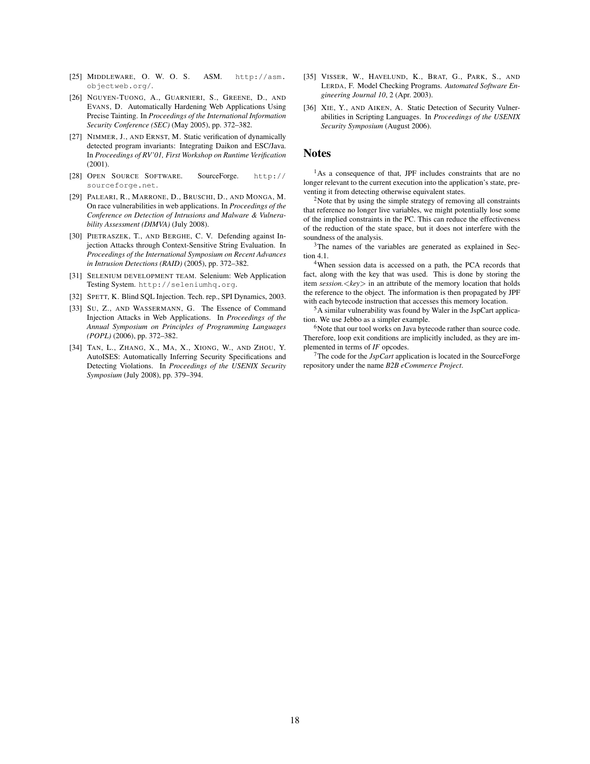[25] Middleware, O. W. O. S. ASM. http://asm.objectweb.org/.

[26] Nguyen-Tuong, A., Guarnieri, S., Greene, D., and Evans, D. Automatically Hardening Web Applications Using Precise Tainting. In *Proceedings of the International Information Security Conference (SEC)* (May 2005), pp. 372–382.

[27] Nimmer, J., and Ernst, M. Static verification of dynamically detected program invariants: Integrating Daikon and ESC/Java. In *Proceedings of RV'01, First Workshop on Runtime Verification* (2001).

[28] Open Source Software. SourceForge. http://sourceforge.net.

[29] Paleari, R., Marrone, D., Bruschi, D., and Monga, M. On race vulnerabilities in web applications. In *Proceedings of the Conference on Detection of Intrusions and Malware & Vulnerability Assessment (DIMVA)* (July 2008).

[30] Pietraszek, T., and Berghe, C. V. Defending against Injection Attacks through Context-Sensitive String Evaluation. In *Proceedings of the International Symposium on Recent Advances in Intrusion Detections (RAID)* (2005), pp. 372–382.

[31] Selenium development team. Selenium: Web Application Testing System. http://seleniumhq.org.

[32] Spett, K. Blind SQL Injection. Tech. rep., SPI Dynamics, 2003.

[33] Su, Z., and Wassermann, G. The Essence of Command Injection Attacks in Web Applications. In *Proceedings of the Annual Symposium on Principles of Programming Languages (POPL)* (2006), pp. 372–382.

[34] Tan, L., Zhang, X., Ma, X., Xiong, W., and Zhou, Y. AutoISES: Automatically Inferring Security Specifications and Detecting Violations. In *Proceedings of the USENIX Security Symposium* (July 2008), pp. 379–394.

[35] Visser, W., Havelund, K., Brat, G., Park, S., and Lerda, F. Model Checking Programs. *Automated Software Engineering Journal 10*, 2 (Apr. 2003).

[36] Xie, Y., and Aiken, A. Static Detection of Security Vulnerabilities in Scripting Languages. In *Proceedings of the USENIX Security Symposium* (August 2006).

## Notes

[1] As a consequence of that, JPF includes constraints that are no longer relevant to the current execution into the application's state, preventing it from detecting otherwise equivalent states.

[2] Note that by using the simple strategy of removing all constraints that reference no longer live variables, we might potentially lose some of the implied constraints in the PC. This can reduce the effectiveness of the reduction of the state space, but it does not interfere with the soundness of the analysis.

[3] The names of the variables are generated as explained in Section 4.1.

[4] When session data is accessed on a path, the PCA records that fact, along with the key that was used. This is done by storing the item *session.<key>* in an attribute of the memory location that holds the reference to the object. The information is then propagated by JPF with each bytecode instruction that accesses this memory location.

[5] A similar vulnerability was found by Waler in the JspCart application. We use Jebbo as a simpler example.

[6] Note that our tool works on Java bytecode rather than source code. Therefore, loop exit conditions are implicitly included, as they are implemented in terms of *IF* opcodes.

[7] The code for the *JspCart* application is located in the SourceForge repository under the name *B2B eCommerce Project*.